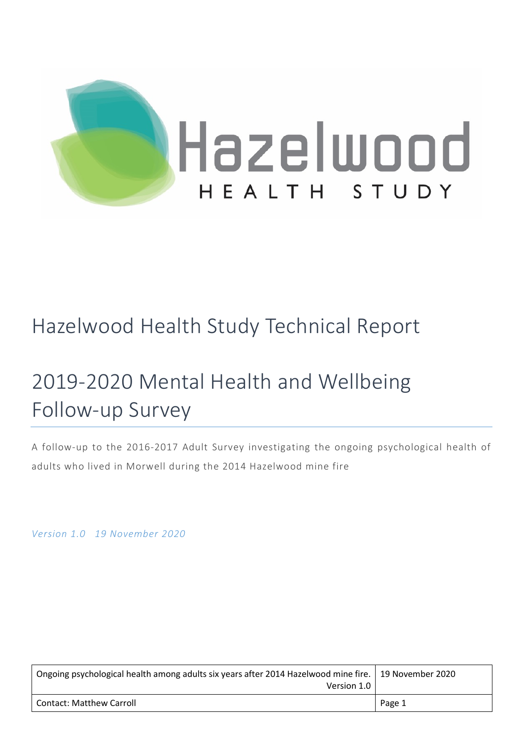Hazelwood
HEALTH STUDY

# Hazelwood Health Study Technical Report

# 2019-2020 Mental Health and Wellbeing Follow-up Survey

A follow-up to the 2016-2017 Adult Survey investigating the ongoing psychological health of adults who lived in Morwell during the 2014 Hazelwood mine fire

*Version 1.0 19 November 2020*

| | |
|---|---|
| Ongoing psychological health among adults six years after 2014 Hazelwood mine fire. Version 1.0 | 19 November 2020 |
| Contact: Matthew Carroll | Page 1 |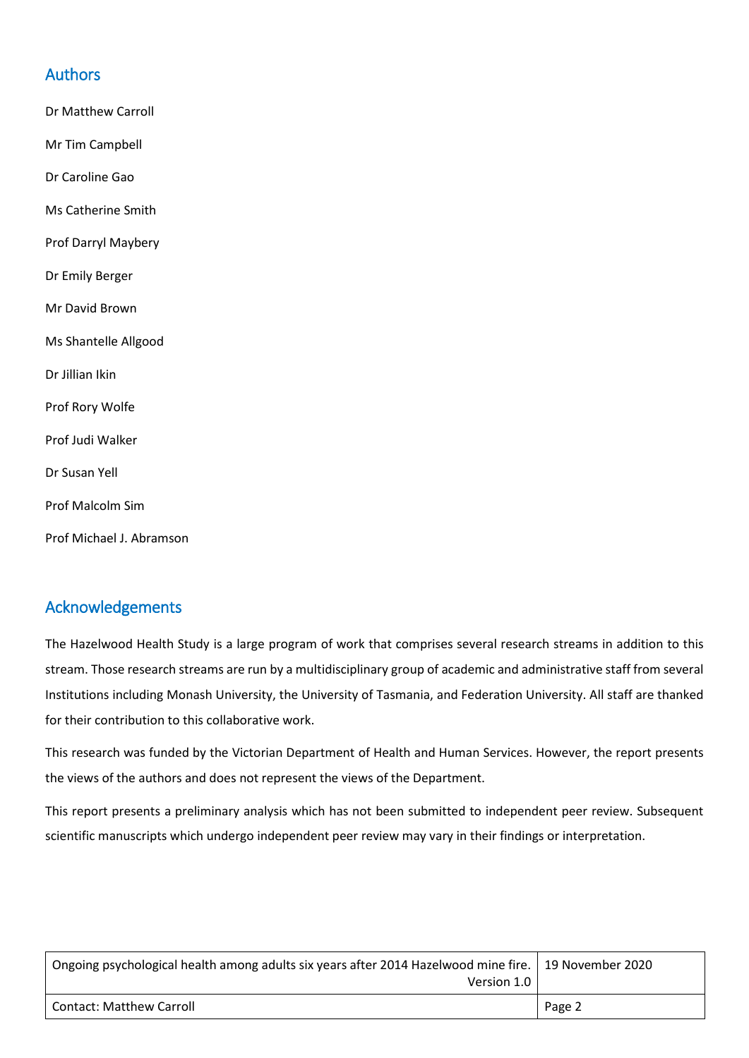## Authors

Dr Matthew Carroll

Mr Tim Campbell

Dr Caroline Gao

Ms Catherine Smith

Prof Darryl Maybery

Dr Emily Berger

Mr David Brown

Ms Shantelle Allgood

Dr Jillian Ikin

Prof Rory Wolfe

Prof Judi Walker

Dr Susan Yell

Prof Malcolm Sim

Prof Michael J. Abramson

## Acknowledgements

The Hazelwood Health Study is a large program of work that comprises several research streams in addition to this stream. Those research streams are run by a multidisciplinary group of academic and administrative staff from several Institutions including Monash University, the University of Tasmania, and Federation University. All staff are thanked for their contribution to this collaborative work.

This research was funded by the Victorian Department of Health and Human Services. However, the report presents the views of the authors and does not represent the views of the Department.

This report presents a preliminary analysis which has not been submitted to independent peer review. Subsequent scientific manuscripts which undergo independent peer review may vary in their findings or interpretation.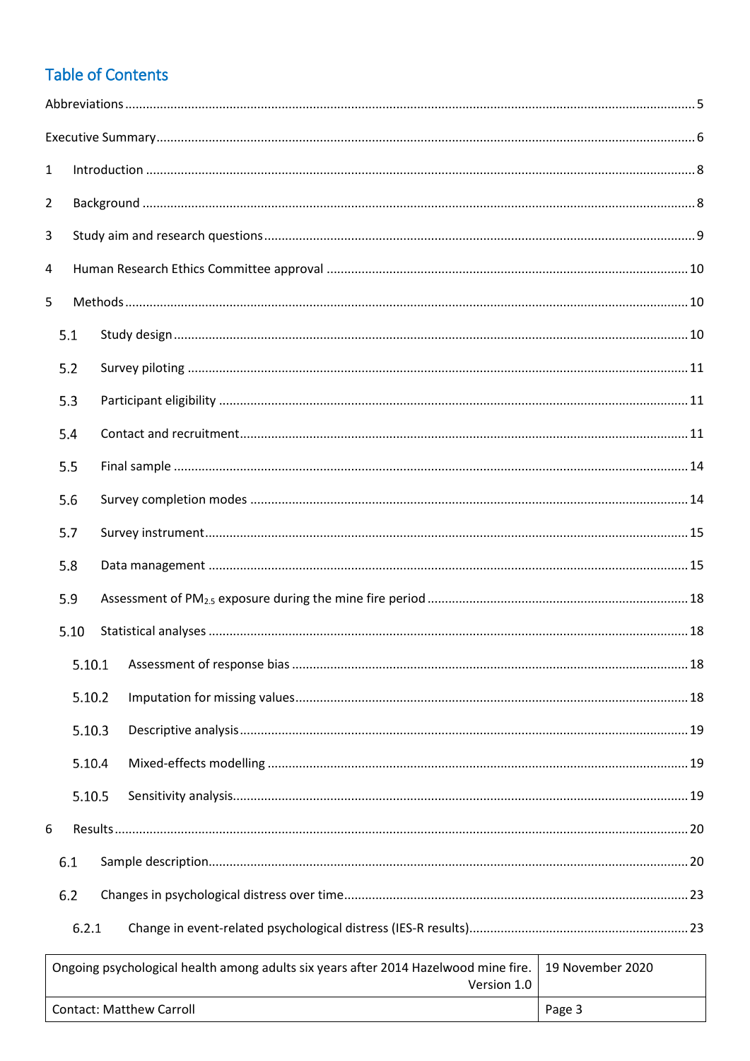## Table of Contents

Abbreviations ....... 5

Executive Summary ....... 6

1 Introduction ....... 8

2 Background ....... 8

3 Study aim and research questions ....... 9

4 Human Research Ethics Committee approval ....... 10

5 Methods ....... 10

5.1 Study design ....... 10

5.2 Survey piloting ....... 11

5.3 Participant eligibility ....... 11

5.4 Contact and recruitment ....... 11

5.5 Final sample ....... 14

5.6 Survey completion modes ....... 14

5.7 Survey instrument ....... 15

5.8 Data management ....... 15

5.9 Assessment of $PM_{2.5}$ exposure during the mine fire period ....... 18

5.10 Statistical analyses ....... 18

5.10.1 Assessment of response bias ....... 18

5.10.2 Imputation for missing values ....... 18

5.10.3 Descriptive analysis ....... 19

5.10.4 Mixed-effects modelling ....... 19

5.10.5 Sensitivity analysis ....... 19

6 Results ....... 20

6.1 Sample description ....... 20

6.2 Changes in psychological distress over time ....... 23

6.2.1 Change in event-related psychological distress (IES-R results) ....... 23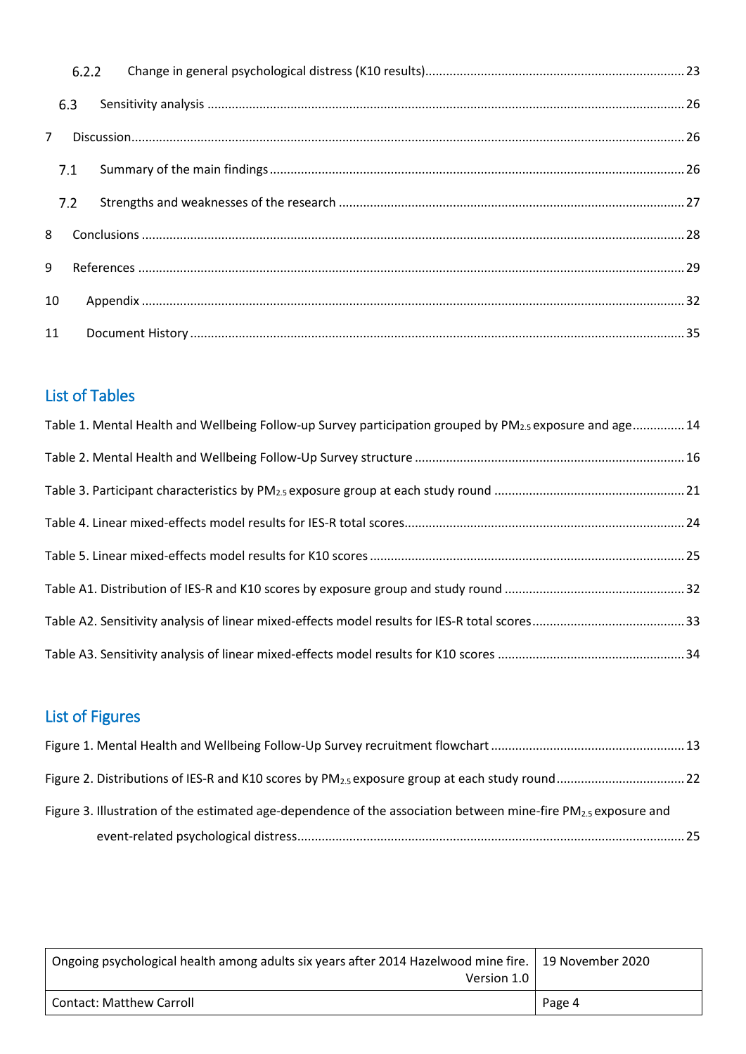6.2.2 Change in general psychological distress (K10 results) ... 23

6.3 Sensitivity analysis ... 26

7 Discussion ... 26

7.1 Summary of the main findings ... 26

7.2 Strengths and weaknesses of the research ... 27

8 Conclusions ... 28

9 References ... 29

10 Appendix ... 32

11 Document History ... 35

## List of Tables

Table 1. Mental Health and Wellbeing Follow-up Survey participation grouped by $PM_{2.5}$ exposure and age ... 14

Table 2. Mental Health and Wellbeing Follow-Up Survey structure ... 16

Table 3. Participant characteristics by $PM_{2.5}$ exposure group at each study round ... 21

Table 4. Linear mixed-effects model results for IES-R total scores ... 24

Table 5. Linear mixed-effects model results for K10 scores ... 25

Table A1. Distribution of IES-R and K10 scores by exposure group and study round ... 32

Table A2. Sensitivity analysis of linear mixed-effects model results for IES-R total scores ... 33

Table A3. Sensitivity analysis of linear mixed-effects model results for K10 scores ... 34

## List of Figures

Figure 1. Mental Health and Wellbeing Follow-Up Survey recruitment flowchart ... 13

Figure 2. Distributions of IES-R and K10 scores by $PM_{2.5}$ exposure group at each study round ... 22

Figure 3. Illustration of the estimated age-dependence of the association between mine-fire $PM_{2.5}$ exposure and event-related psychological distress ... 25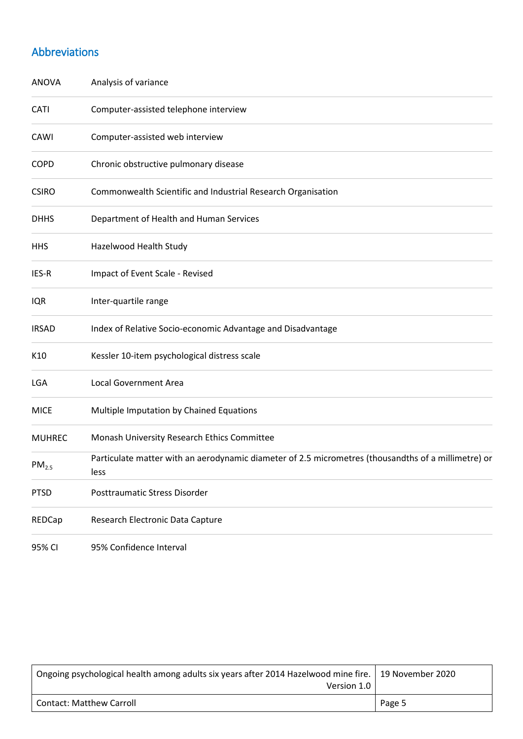## Abbreviations

| | |
|---|---|
| ANOVA | Analysis of variance |
| CATI | Computer-assisted telephone interview |
| CAWI | Computer-assisted web interview |
| COPD | Chronic obstructive pulmonary disease |
| CSIRO | Commonwealth Scientific and Industrial Research Organisation |
| DHHS | Department of Health and Human Services |
| HHS | Hazelwood Health Study |
| IES-R | Impact of Event Scale - Revised |
| IQR | Inter-quartile range |
| IRSAD | Index of Relative Socio-economic Advantage and Disadvantage |
| K10 | Kessler 10-item psychological distress scale |
| LGA | Local Government Area |
| MICE | Multiple Imputation by Chained Equations |
| MUHREC | Monash University Research Ethics Committee |
| $PM_{2.5}$ | Particulate matter with an aerodynamic diameter of 2.5 micrometres (thousandths of a millimetre) or less |
| PTSD | Posttraumatic Stress Disorder |
| REDCap | Research Electronic Data Capture |
| 95% CI | 95% Confidence Interval |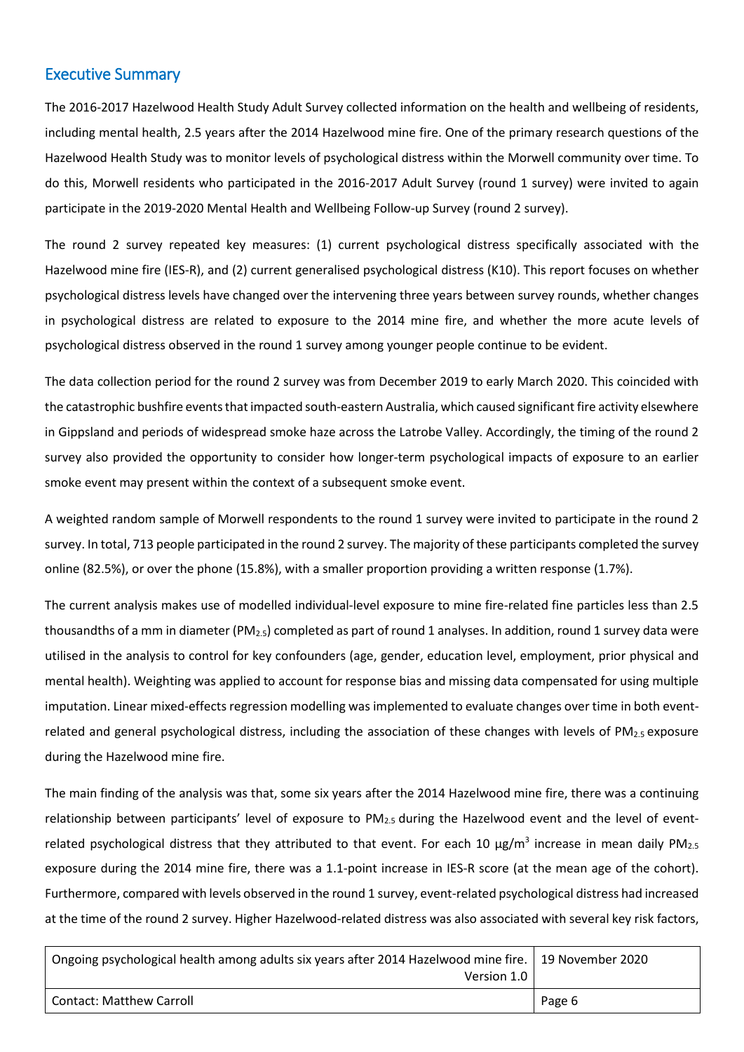## Executive Summary

The 2016-2017 Hazelwood Health Study Adult Survey collected information on the health and wellbeing of residents, including mental health, 2.5 years after the 2014 Hazelwood mine fire. One of the primary research questions of the Hazelwood Health Study was to monitor levels of psychological distress within the Morwell community over time. To do this, Morwell residents who participated in the 2016-2017 Adult Survey (round 1 survey) were invited to again participate in the 2019-2020 Mental Health and Wellbeing Follow-up Survey (round 2 survey).

The round 2 survey repeated key measures: (1) current psychological distress specifically associated with the Hazelwood mine fire (IES-R), and (2) current generalised psychological distress (K10). This report focuses on whether psychological distress levels have changed over the intervening three years between survey rounds, whether changes in psychological distress are related to exposure to the 2014 mine fire, and whether the more acute levels of psychological distress observed in the round 1 survey among younger people continue to be evident.

The data collection period for the round 2 survey was from December 2019 to early March 2020. This coincided with the catastrophic bushfire events that impacted south-eastern Australia, which caused significant fire activity elsewhere in Gippsland and periods of widespread smoke haze across the Latrobe Valley. Accordingly, the timing of the round 2 survey also provided the opportunity to consider how longer-term psychological impacts of exposure to an earlier smoke event may present within the context of a subsequent smoke event.

A weighted random sample of Morwell respondents to the round 1 survey were invited to participate in the round 2 survey. In total, 713 people participated in the round 2 survey. The majority of these participants completed the survey online (82.5%), or over the phone (15.8%), with a smaller proportion providing a written response (1.7%).

The current analysis makes use of modelled individual-level exposure to mine fire-related fine particles less than 2.5 thousandths of a mm in diameter ($PM_{2.5}$) completed as part of round 1 analyses. In addition, round 1 survey data were utilised in the analysis to control for key confounders (age, gender, education level, employment, prior physical and mental health). Weighting was applied to account for response bias and missing data compensated for using multiple imputation. Linear mixed-effects regression modelling was implemented to evaluate changes over time in both event-related and general psychological distress, including the association of these changes with levels of $PM_{2.5}$ exposure during the Hazelwood mine fire.

The main finding of the analysis was that, some six years after the 2014 Hazelwood mine fire, there was a continuing relationship between participants' level of exposure to $PM_{2.5}$ during the Hazelwood event and the level of event-related psychological distress that they attributed to that event. For each 10 $\mu g/m^3$ increase in mean daily $PM_{2.5}$ exposure during the 2014 mine fire, there was a 1.1-point increase in IES-R score (at the mean age of the cohort). Furthermore, compared with levels observed in the round 1 survey, event-related psychological distress had increased at the time of the round 2 survey. Higher Hazelwood-related distress was also associated with several key risk factors,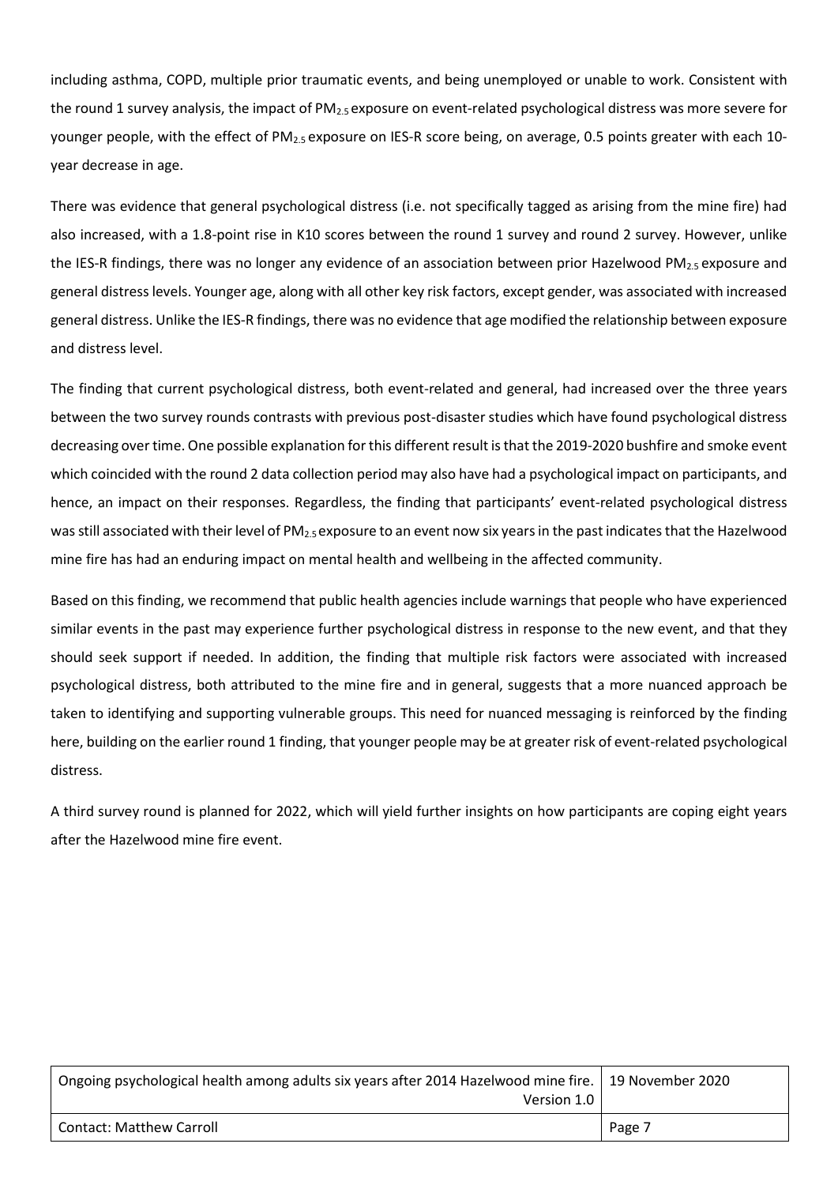including asthma, COPD, multiple prior traumatic events, and being unemployed or unable to work. Consistent with the round 1 survey analysis, the impact of $PM_{2.5}$ exposure on event-related psychological distress was more severe for younger people, with the effect of $PM_{2.5}$ exposure on IES-R score being, on average, 0.5 points greater with each 10-year decrease in age.

There was evidence that general psychological distress (i.e. not specifically tagged as arising from the mine fire) had also increased, with a 1.8-point rise in K10 scores between the round 1 survey and round 2 survey. However, unlike the IES-R findings, there was no longer any evidence of an association between prior Hazelwood $PM_{2.5}$ exposure and general distress levels. Younger age, along with all other key risk factors, except gender, was associated with increased general distress. Unlike the IES-R findings, there was no evidence that age modified the relationship between exposure and distress level.

The finding that current psychological distress, both event-related and general, had increased over the three years between the two survey rounds contrasts with previous post-disaster studies which have found psychological distress decreasing over time. One possible explanation for this different result is that the 2019-2020 bushfire and smoke event which coincided with the round 2 data collection period may also have had a psychological impact on participants, and hence, an impact on their responses. Regardless, the finding that participants' event-related psychological distress was still associated with their level of $PM_{2.5}$ exposure to an event now six years in the past indicates that the Hazelwood mine fire has had an enduring impact on mental health and wellbeing in the affected community.

Based on this finding, we recommend that public health agencies include warnings that people who have experienced similar events in the past may experience further psychological distress in response to the new event, and that they should seek support if needed. In addition, the finding that multiple risk factors were associated with increased psychological distress, both attributed to the mine fire and in general, suggests that a more nuanced approach be taken to identifying and supporting vulnerable groups. This need for nuanced messaging is reinforced by the finding here, building on the earlier round 1 finding, that younger people may be at greater risk of event-related psychological distress.

A third survey round is planned for 2022, which will yield further insights on how participants are coping eight years after the Hazelwood mine fire event.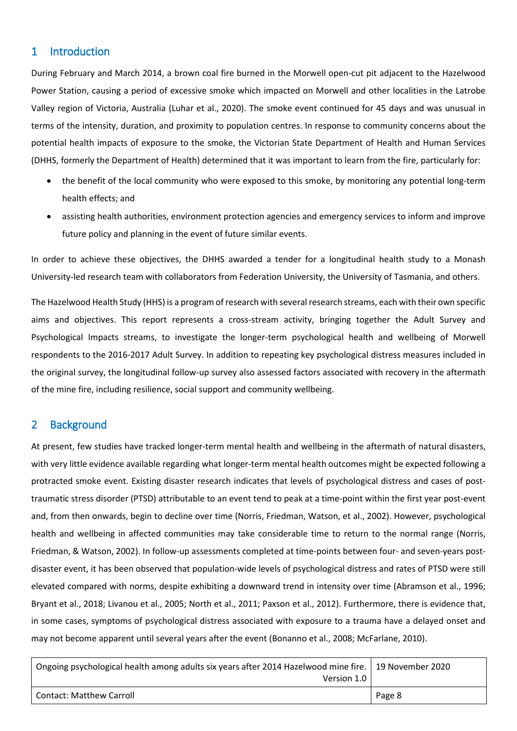# 1 Introduction

During February and March 2014, a brown coal fire burned in the Morwell open-cut pit adjacent to the Hazelwood Power Station, causing a period of excessive smoke which impacted on Morwell and other localities in the Latrobe Valley region of Victoria, Australia (Luhar et al., 2020). The smoke event continued for 45 days and was unusual in terms of the intensity, duration, and proximity to population centres. In response to community concerns about the potential health impacts of exposure to the smoke, the Victorian State Department of Health and Human Services (DHHS, formerly the Department of Health) determined that it was important to learn from the fire, particularly for:

- the benefit of the local community who were exposed to this smoke, by monitoring any potential long-term health effects; and
- assisting health authorities, environment protection agencies and emergency services to inform and improve future policy and planning in the event of future similar events.

In order to achieve these objectives, the DHHS awarded a tender for a longitudinal health study to a Monash University-led research team with collaborators from Federation University, the University of Tasmania, and others.

The Hazelwood Health Study (HHS) is a program of research with several research streams, each with their own specific aims and objectives. This report represents a cross-stream activity, bringing together the Adult Survey and Psychological Impacts streams, to investigate the longer-term psychological health and wellbeing of Morwell respondents to the 2016-2017 Adult Survey. In addition to repeating key psychological distress measures included in the original survey, the longitudinal follow-up survey also assessed factors associated with recovery in the aftermath of the mine fire, including resilience, social support and community wellbeing.

# 2 Background

At present, few studies have tracked longer-term mental health and wellbeing in the aftermath of natural disasters, with very little evidence available regarding what longer-term mental health outcomes might be expected following a protracted smoke event. Existing disaster research indicates that levels of psychological distress and cases of post-traumatic stress disorder (PTSD) attributable to an event tend to peak at a time-point within the first year post-event and, from then onwards, begin to decline over time (Norris, Friedman, Watson, et al., 2002). However, psychological health and wellbeing in affected communities may take considerable time to return to the normal range (Norris, Friedman, & Watson, 2002). In follow-up assessments completed at time-points between four- and seven-years post-disaster event, it has been observed that population-wide levels of psychological distress and rates of PTSD were still elevated compared with norms, despite exhibiting a downward trend in intensity over time (Abramson et al., 1996; Bryant et al., 2018; Livanou et al., 2005; North et al., 2011; Paxson et al., 2012). Furthermore, there is evidence that, in some cases, symptoms of psychological distress associated with exposure to a trauma have a delayed onset and may not become apparent until several years after the event (Bonanno et al., 2008; McFarlane, 2010).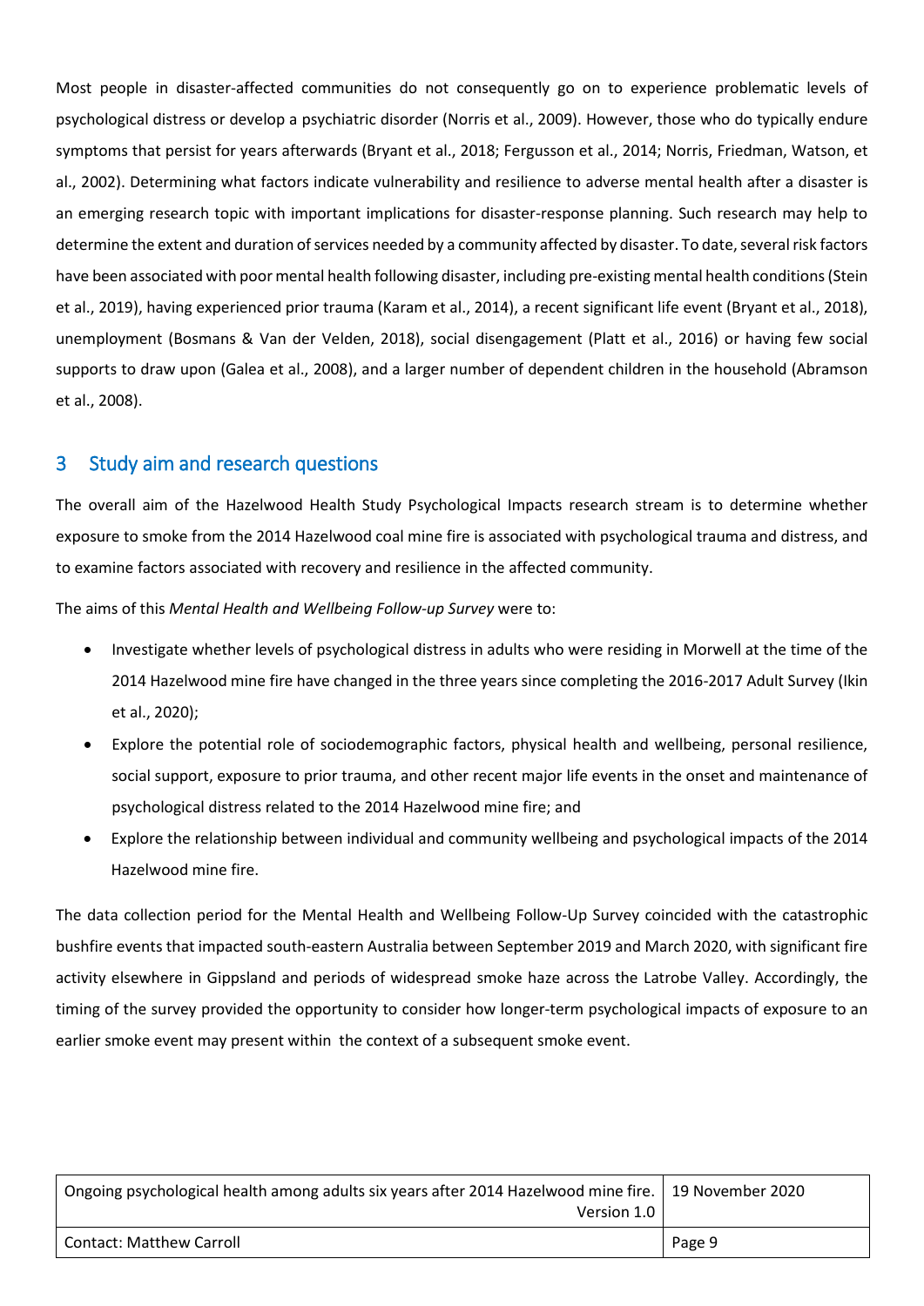Most people in disaster-affected communities do not consequently go on to experience problematic levels of psychological distress or develop a psychiatric disorder (Norris et al., 2009). However, those who do typically endure symptoms that persist for years afterwards (Bryant et al., 2018; Fergusson et al., 2014; Norris, Friedman, Watson, et al., 2002). Determining what factors indicate vulnerability and resilience to adverse mental health after a disaster is an emerging research topic with important implications for disaster-response planning. Such research may help to determine the extent and duration of services needed by a community affected by disaster. To date, several risk factors have been associated with poor mental health following disaster, including pre-existing mental health conditions (Stein et al., 2019), having experienced prior trauma (Karam et al., 2014), a recent significant life event (Bryant et al., 2018), unemployment (Bosmans & Van der Velden, 2018), social disengagement (Platt et al., 2016) or having few social supports to draw upon (Galea et al., 2008), and a larger number of dependent children in the household (Abramson et al., 2008).

## 3 Study aim and research questions

The overall aim of the Hazelwood Health Study Psychological Impacts research stream is to determine whether exposure to smoke from the 2014 Hazelwood coal mine fire is associated with psychological trauma and distress, and to examine factors associated with recovery and resilience in the affected community.

The aims of this *Mental Health and Wellbeing Follow-up Survey* were to:

- Investigate whether levels of psychological distress in adults who were residing in Morwell at the time of the 2014 Hazelwood mine fire have changed in the three years since completing the 2016-2017 Adult Survey (Ikin et al., 2020);
- Explore the potential role of sociodemographic factors, physical health and wellbeing, personal resilience, social support, exposure to prior trauma, and other recent major life events in the onset and maintenance of psychological distress related to the 2014 Hazelwood mine fire; and
- Explore the relationship between individual and community wellbeing and psychological impacts of the 2014 Hazelwood mine fire.

The data collection period for the Mental Health and Wellbeing Follow-Up Survey coincided with the catastrophic bushfire events that impacted south-eastern Australia between September 2019 and March 2020, with significant fire activity elsewhere in Gippsland and periods of widespread smoke haze across the Latrobe Valley. Accordingly, the timing of the survey provided the opportunity to consider how longer-term psychological impacts of exposure to an earlier smoke event may present within the context of a subsequent smoke event.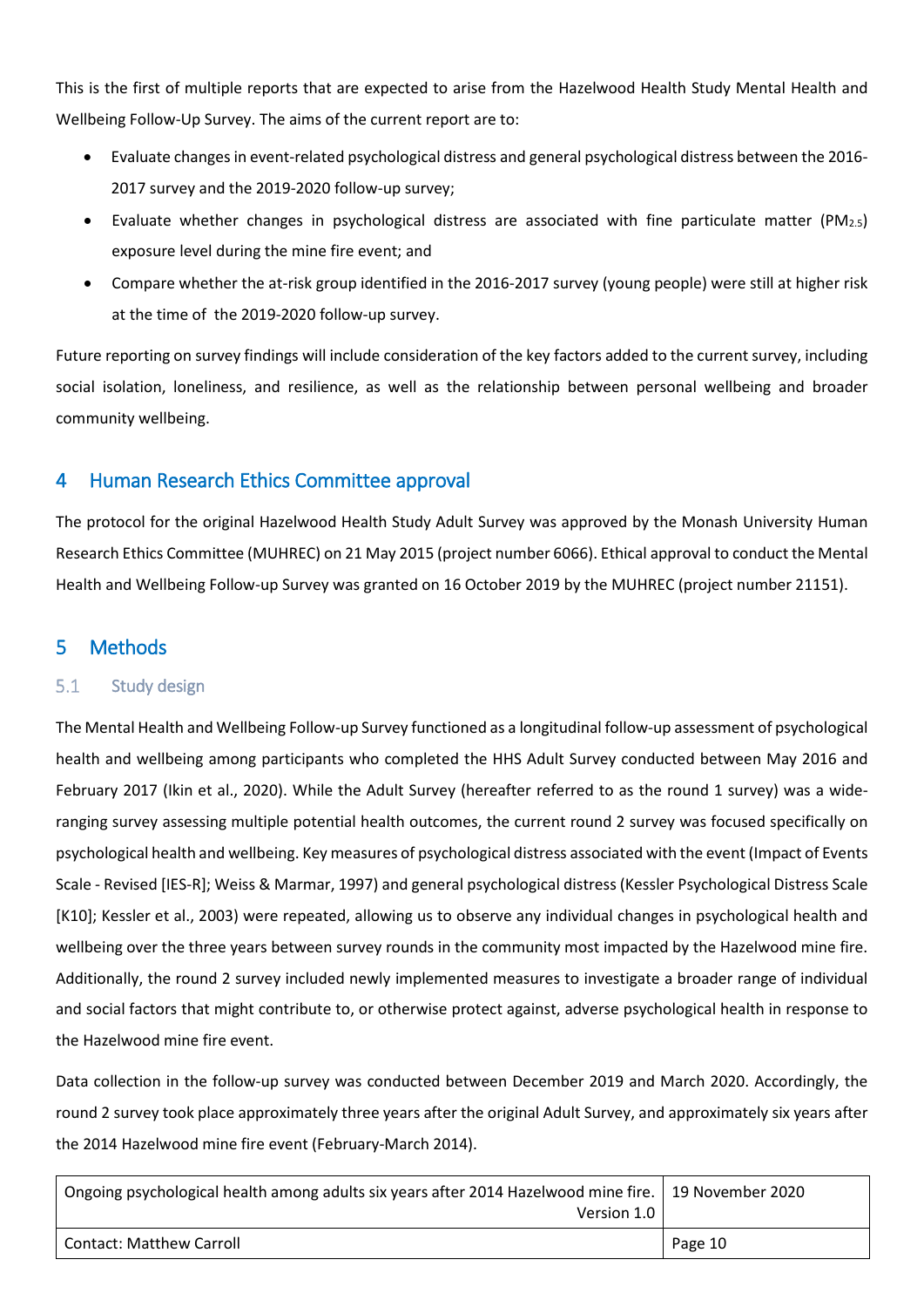This is the first of multiple reports that are expected to arise from the Hazelwood Health Study Mental Health and Wellbeing Follow-Up Survey. The aims of the current report are to:

- Evaluate changes in event-related psychological distress and general psychological distress between the 2016-2017 survey and the 2019-2020 follow-up survey;
- Evaluate whether changes in psychological distress are associated with fine particulate matter ($PM_{2.5}$) exposure level during the mine fire event; and
- Compare whether the at-risk group identified in the 2016-2017 survey (young people) were still at higher risk at the time of the 2019-2020 follow-up survey.

Future reporting on survey findings will include consideration of the key factors added to the current survey, including social isolation, loneliness, and resilience, as well as the relationship between personal wellbeing and broader community wellbeing.

## 4 Human Research Ethics Committee approval

The protocol for the original Hazelwood Health Study Adult Survey was approved by the Monash University Human Research Ethics Committee (MUHREC) on 21 May 2015 (project number 6066). Ethical approval to conduct the Mental Health and Wellbeing Follow-up Survey was granted on 16 October 2019 by the MUHREC (project number 21151).

## 5 Methods

### 5.1 Study design

The Mental Health and Wellbeing Follow-up Survey functioned as a longitudinal follow-up assessment of psychological health and wellbeing among participants who completed the HHS Adult Survey conducted between May 2016 and February 2017 (Ikin et al., 2020). While the Adult Survey (hereafter referred to as the round 1 survey) was a wide-ranging survey assessing multiple potential health outcomes, the current round 2 survey was focused specifically on psychological health and wellbeing. Key measures of psychological distress associated with the event (Impact of Events Scale - Revised [IES-R]; Weiss & Marmar, 1997) and general psychological distress (Kessler Psychological Distress Scale [K10]; Kessler et al., 2003) were repeated, allowing us to observe any individual changes in psychological health and wellbeing over the three years between survey rounds in the community most impacted by the Hazelwood mine fire. Additionally, the round 2 survey included newly implemented measures to investigate a broader range of individual and social factors that might contribute to, or otherwise protect against, adverse psychological health in response to the Hazelwood mine fire event.

Data collection in the follow-up survey was conducted between December 2019 and March 2020. Accordingly, the round 2 survey took place approximately three years after the original Adult Survey, and approximately six years after the 2014 Hazelwood mine fire event (February-March 2014).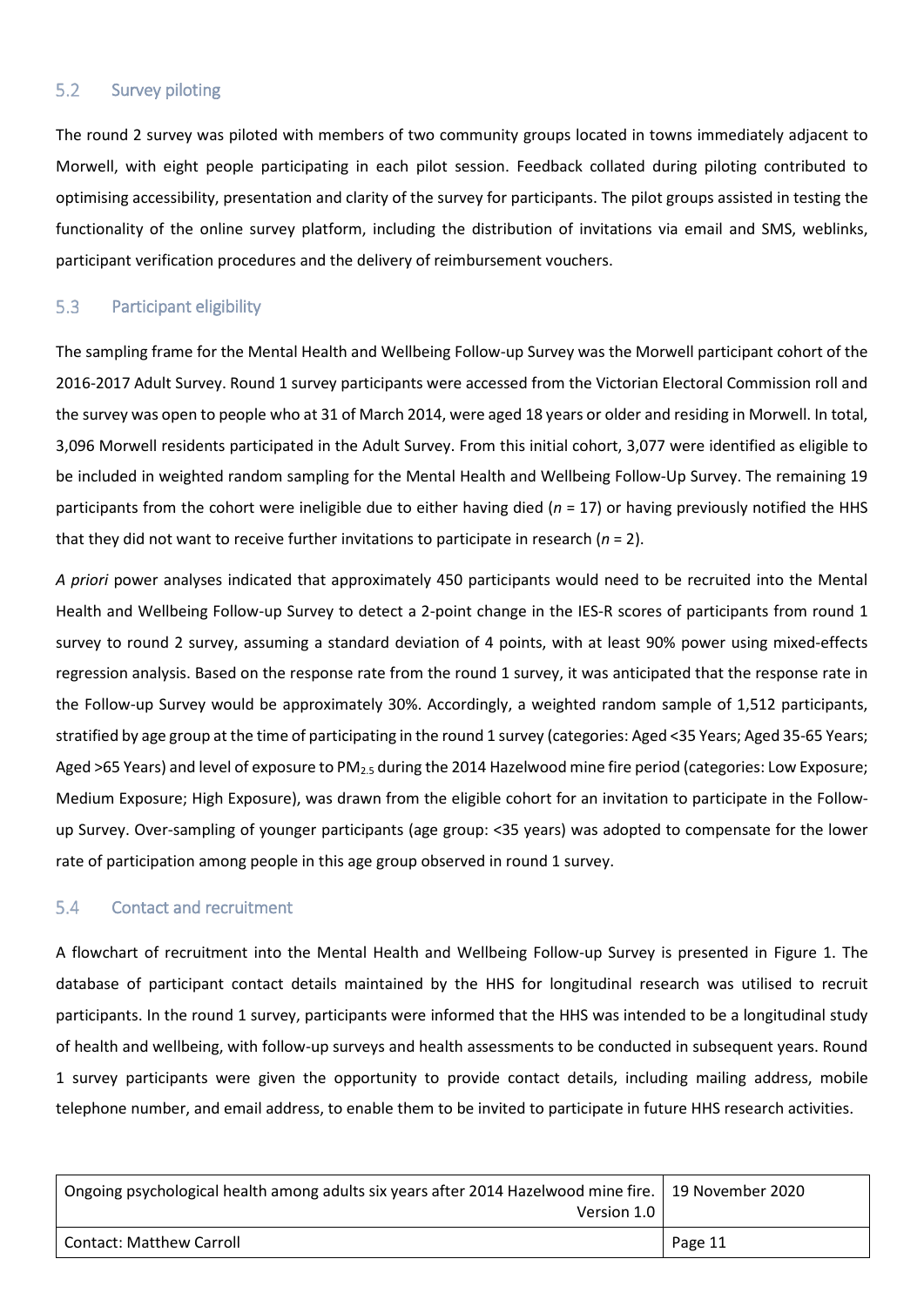## 5.2 Survey piloting

The round 2 survey was piloted with members of two community groups located in towns immediately adjacent to Morwell, with eight people participating in each pilot session. Feedback collated during piloting contributed to optimising accessibility, presentation and clarity of the survey for participants. The pilot groups assisted in testing the functionality of the online survey platform, including the distribution of invitations via email and SMS, weblinks, participant verification procedures and the delivery of reimbursement vouchers.

## 5.3 Participant eligibility

The sampling frame for the Mental Health and Wellbeing Follow-up Survey was the Morwell participant cohort of the 2016-2017 Adult Survey. Round 1 survey participants were accessed from the Victorian Electoral Commission roll and the survey was open to people who at 31 of March 2014, were aged 18 years or older and residing in Morwell. In total, 3,096 Morwell residents participated in the Adult Survey. From this initial cohort, 3,077 were identified as eligible to be included in weighted random sampling for the Mental Health and Wellbeing Follow-Up Survey. The remaining 19 participants from the cohort were ineligible due to either having died ($n$ = 17) or having previously notified the HHS that they did not want to receive further invitations to participate in research ($n$ = 2).

*A priori* power analyses indicated that approximately 450 participants would need to be recruited into the Mental Health and Wellbeing Follow-up Survey to detect a 2-point change in the IES-R scores of participants from round 1 survey to round 2 survey, assuming a standard deviation of 4 points, with at least 90% power using mixed-effects regression analysis. Based on the response rate from the round 1 survey, it was anticipated that the response rate in the Follow-up Survey would be approximately 30%. Accordingly, a weighted random sample of 1,512 participants, stratified by age group at the time of participating in the round 1 survey (categories: Aged <35 Years; Aged 35-65 Years; Aged >65 Years) and level of exposure to $PM_{2.5}$ during the 2014 Hazelwood mine fire period (categories: Low Exposure; Medium Exposure; High Exposure), was drawn from the eligible cohort for an invitation to participate in the Follow-up Survey. Over-sampling of younger participants (age group: <35 years) was adopted to compensate for the lower rate of participation among people in this age group observed in round 1 survey.

## 5.4 Contact and recruitment

A flowchart of recruitment into the Mental Health and Wellbeing Follow-up Survey is presented in Figure 1. The database of participant contact details maintained by the HHS for longitudinal research was utilised to recruit participants. In the round 1 survey, participants were informed that the HHS was intended to be a longitudinal study of health and wellbeing, with follow-up surveys and health assessments to be conducted in subsequent years. Round 1 survey participants were given the opportunity to provide contact details, including mailing address, mobile telephone number, and email address, to enable them to be invited to participate in future HHS research activities.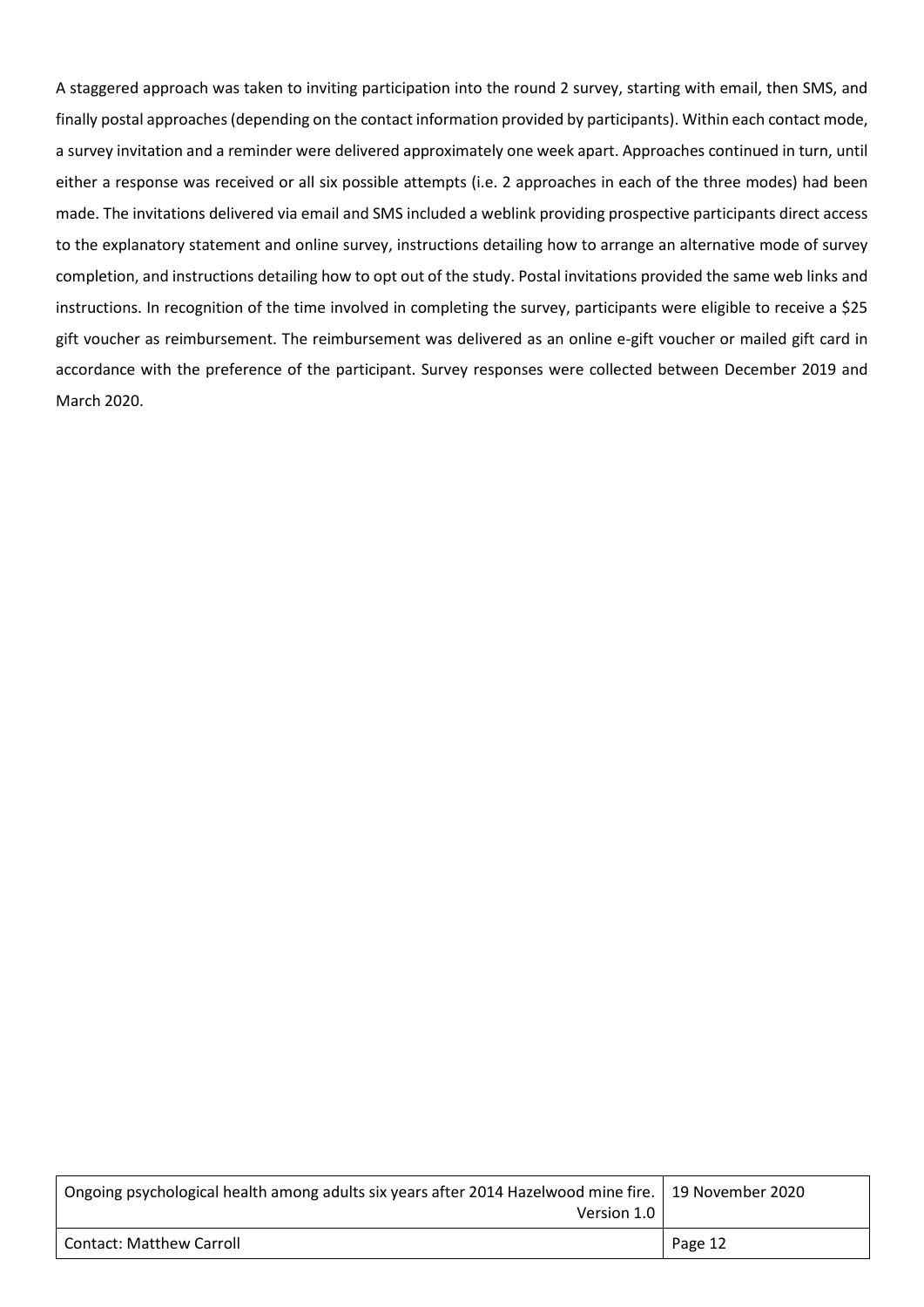A staggered approach was taken to inviting participation into the round 2 survey, starting with email, then SMS, and finally postal approaches (depending on the contact information provided by participants). Within each contact mode, a survey invitation and a reminder were delivered approximately one week apart. Approaches continued in turn, until either a response was received or all six possible attempts (i.e. 2 approaches in each of the three modes) had been made. The invitations delivered via email and SMS included a weblink providing prospective participants direct access to the explanatory statement and online survey, instructions detailing how to arrange an alternative mode of survey completion, and instructions detailing how to opt out of the study. Postal invitations provided the same web links and instructions. In recognition of the time involved in completing the survey, participants were eligible to receive a $25 gift voucher as reimbursement. The reimbursement was delivered as an online e-gift voucher or mailed gift card in accordance with the preference of the participant. Survey responses were collected between December 2019 and March 2020.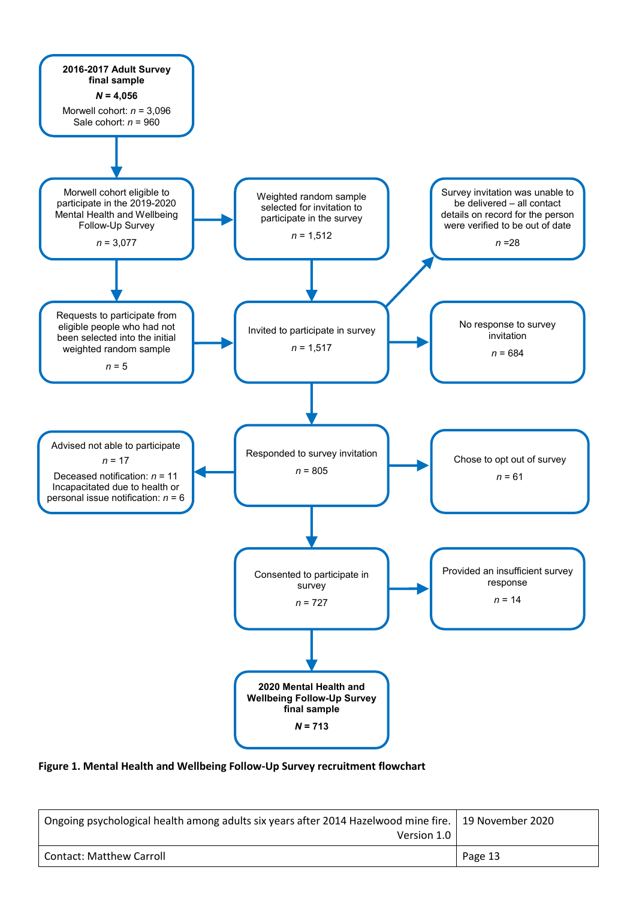**2016-2017 Adult Survey final sample**
***N* = 4,056**
Morwell cohort: *n* = 3,096
Sale cohort: *n* = 960

Morwell cohort eligible to participate in the 2019-2020 Mental Health and Wellbeing Follow-Up Survey
*n* = 3,077

Weighted random sample selected for invitation to participate in the survey
*n* = 1,512

Survey invitation was unable to be delivered – all contact details on record for the person were verified to be out of date
*n* =28

Requests to participate from eligible people who had not been selected into the initial weighted random sample
*n* = 5

Invited to participate in survey
*n* = 1,517

No response to survey invitation
*n* = 684

Advised not able to participate
*n* = 17
Deceased notification: *n* = 11
Incapacitated due to health or personal issue notification: *n* = 6

Responded to survey invitation
*n* = 805

Chose to opt out of survey
*n* = 61

Consented to participate in survey
*n* = 727

Provided an insufficient survey response
*n* = 14

**2020 Mental Health and Wellbeing Follow-Up Survey final sample**
***N* = 713**

**Figure 1. Mental Health and Wellbeing Follow-Up Survey recruitment flowchart**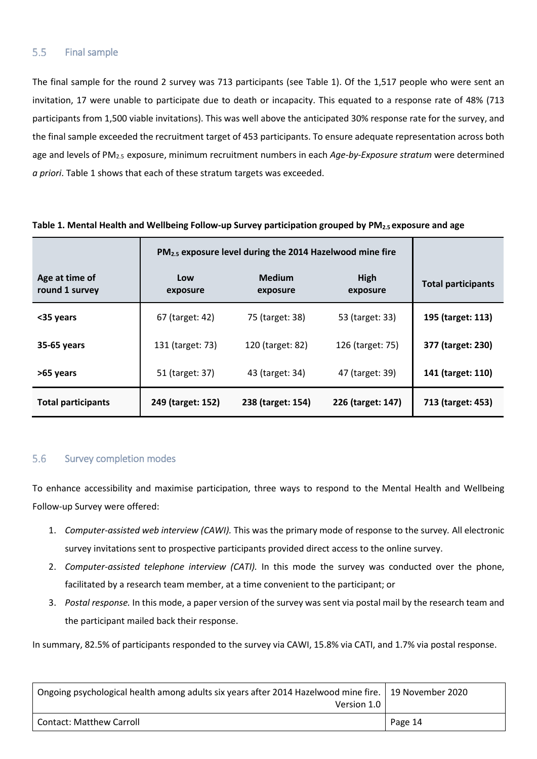## 5.5 Final sample

The final sample for the round 2 survey was 713 participants (see Table 1). Of the 1,517 people who were sent an invitation, 17 were unable to participate due to death or incapacity. This equated to a response rate of 48% (713 participants from 1,500 viable invitations). This was well above the anticipated 30% response rate for the survey, and the final sample exceeded the recruitment target of 453 participants. To ensure adequate representation across both age and levels of $PM_{2.5}$ exposure, minimum recruitment numbers in each *Age-by-Exposure stratum* were determined *a priori*. Table 1 shows that each of these stratum targets was exceeded.

**Table 1. Mental Health and Wellbeing Follow-up Survey participation grouped by $PM_{2.5}$ exposure and age**

| | **$PM_{2.5}$ exposure level during the 2014 Hazelwood mine fire** | | | |
|---|---|---|---|---|
| **Age at time of round 1 survey** | **Low exposure** | **Medium exposure** | **High exposure** | **Total participants** |
| **<35 years** | 67 (target: 42) | 75 (target: 38) | 53 (target: 33) | **195 (target: 113)** |
| **35-65 years** | 131 (target: 73) | 120 (target: 82) | 126 (target: 75) | **377 (target: 230)** |
| **>65 years** | 51 (target: 37) | 43 (target: 34) | 47 (target: 39) | **141 (target: 110)** |
| **Total participants** | **249 (target: 152)** | **238 (target: 154)** | **226 (target: 147)** | **713 (target: 453)** |

## 5.6 Survey completion modes

To enhance accessibility and maximise participation, three ways to respond to the Mental Health and Wellbeing Follow-up Survey were offered:

1. *Computer-assisted web interview (CAWI).* This was the primary mode of response to the survey. All electronic survey invitations sent to prospective participants provided direct access to the online survey.
2. *Computer-assisted telephone interview (CATI).* In this mode the survey was conducted over the phone, facilitated by a research team member, at a time convenient to the participant; or
3. *Postal response.* In this mode, a paper version of the survey was sent via postal mail by the research team and the participant mailed back their response.

In summary, 82.5% of participants responded to the survey via CAWI, 15.8% via CATI, and 1.7% via postal response.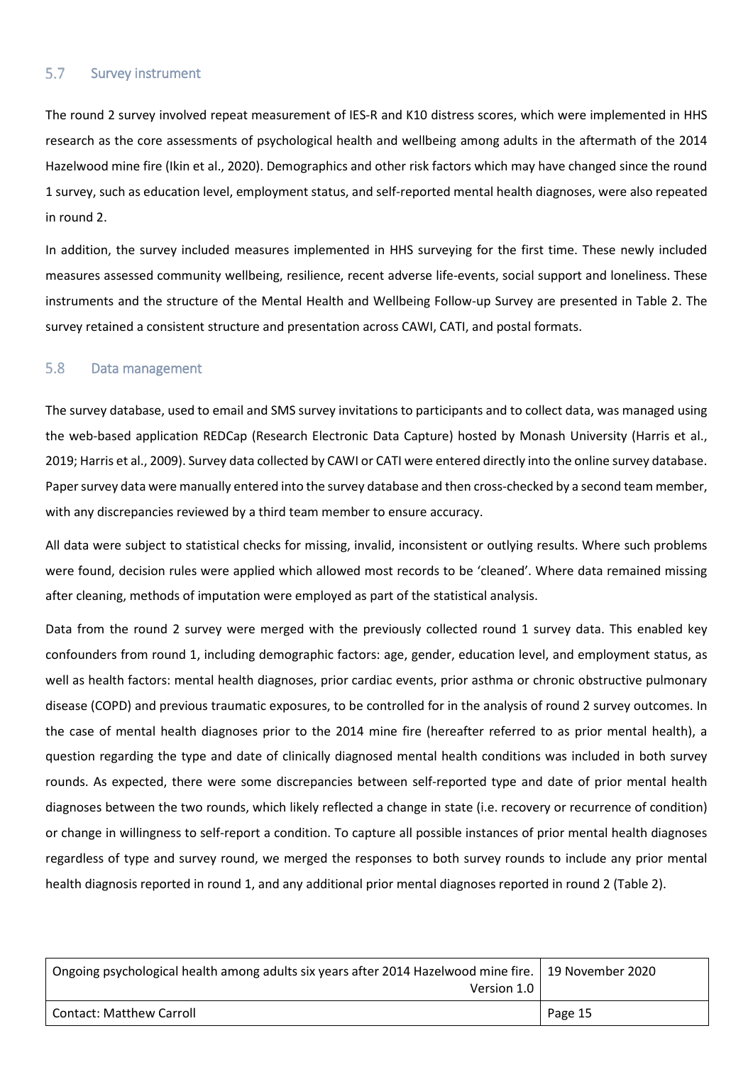### 5.7 Survey instrument

The round 2 survey involved repeat measurement of IES-R and K10 distress scores, which were implemented in HHS research as the core assessments of psychological health and wellbeing among adults in the aftermath of the 2014 Hazelwood mine fire (Ikin et al., 2020). Demographics and other risk factors which may have changed since the round 1 survey, such as education level, employment status, and self-reported mental health diagnoses, were also repeated in round 2.

In addition, the survey included measures implemented in HHS surveying for the first time. These newly included measures assessed community wellbeing, resilience, recent adverse life-events, social support and loneliness. These instruments and the structure of the Mental Health and Wellbeing Follow-up Survey are presented in Table 2. The survey retained a consistent structure and presentation across CAWI, CATI, and postal formats.

### 5.8 Data management

The survey database, used to email and SMS survey invitations to participants and to collect data, was managed using the web-based application REDCap (Research Electronic Data Capture) hosted by Monash University (Harris et al., 2019; Harris et al., 2009). Survey data collected by CAWI or CATI were entered directly into the online survey database. Paper survey data were manually entered into the survey database and then cross-checked by a second team member, with any discrepancies reviewed by a third team member to ensure accuracy.

All data were subject to statistical checks for missing, invalid, inconsistent or outlying results. Where such problems were found, decision rules were applied which allowed most records to be 'cleaned'. Where data remained missing after cleaning, methods of imputation were employed as part of the statistical analysis.

Data from the round 2 survey were merged with the previously collected round 1 survey data. This enabled key confounders from round 1, including demographic factors: age, gender, education level, and employment status, as well as health factors: mental health diagnoses, prior cardiac events, prior asthma or chronic obstructive pulmonary disease (COPD) and previous traumatic exposures, to be controlled for in the analysis of round 2 survey outcomes. In the case of mental health diagnoses prior to the 2014 mine fire (hereafter referred to as prior mental health), a question regarding the type and date of clinically diagnosed mental health conditions was included in both survey rounds. As expected, there were some discrepancies between self-reported type and date of prior mental health diagnoses between the two rounds, which likely reflected a change in state (i.e. recovery or recurrence of condition) or change in willingness to self-report a condition. To capture all possible instances of prior mental health diagnoses regardless of type and survey round, we merged the responses to both survey rounds to include any prior mental health diagnosis reported in round 1, and any additional prior mental diagnoses reported in round 2 (Table 2).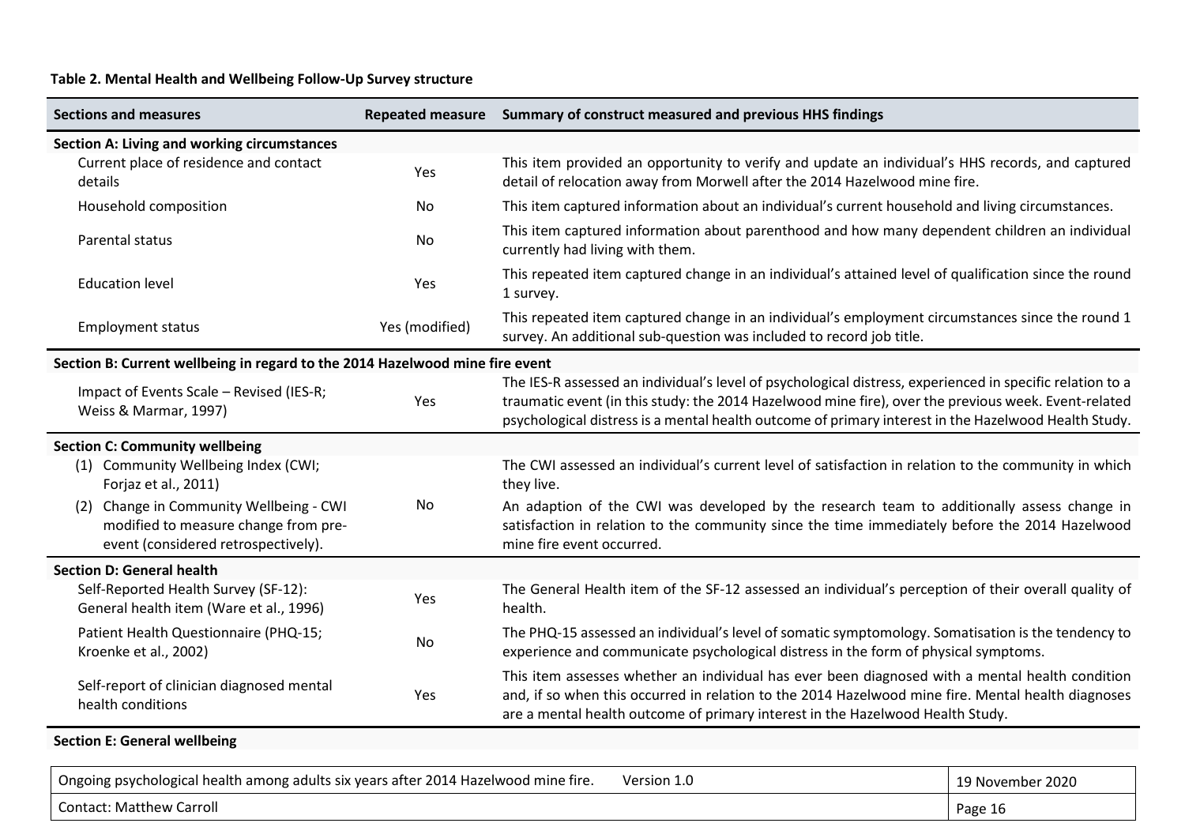**Table 2. Mental Health and Wellbeing Follow-Up Survey structure**

| Sections and measures | Repeated measure | Summary of construct measured and previous HHS findings |
|---|---|---|
| **Section A: Living and working circumstances** | | |
| Current place of residence and contact details | Yes | This item provided an opportunity to verify and update an individual's HHS records, and captured detail of relocation away from Morwell after the 2014 Hazelwood mine fire. |
| Household composition | No | This item captured information about an individual's current household and living circumstances. |
| Parental status | No | This item captured information about parenthood and how many dependent children an individual currently had living with them. |
| Education level | Yes | This repeated item captured change in an individual's attained level of qualification since the round 1 survey. |
| Employment status | Yes (modified) | This repeated item captured change in an individual's employment circumstances since the round 1 survey. An additional sub-question was included to record job title. |
| **Section B: Current wellbeing in regard to the 2014 Hazelwood mine fire event** | | |
| Impact of Events Scale – Revised (IES-R; Weiss & Marmar, 1997) | Yes | The IES-R assessed an individual's level of psychological distress, experienced in specific relation to a traumatic event (in this study: the 2014 Hazelwood mine fire), over the previous week. Event-related psychological distress is a mental health outcome of primary interest in the Hazelwood Health Study. |
| **Section C: Community wellbeing** | | |
| (1) Community Wellbeing Index (CWI; Forjaz et al., 2011) | No | The CWI assessed an individual's current level of satisfaction in relation to the community in which they live. |
| (2) Change in Community Wellbeing - CWI modified to measure change from pre-event (considered retrospectively). | No | An adaption of the CWI was developed by the research team to additionally assess change in satisfaction in relation to the community since the time immediately before the 2014 Hazelwood mine fire event occurred. |
| **Section D: General health** | | |
| Self-Reported Health Survey (SF-12): General health item (Ware et al., 1996) | Yes | The General Health item of the SF-12 assessed an individual's perception of their overall quality of health. |
| Patient Health Questionnaire (PHQ-15; Kroenke et al., 2002) | No | The PHQ-15 assessed an individual's level of somatic symptomology. Somatisation is the tendency to experience and communicate psychological distress in the form of physical symptoms. |
| Self-report of clinician diagnosed mental health conditions | Yes | This item assesses whether an individual has ever been diagnosed with a mental health condition and, if so when this occurred in relation to the 2014 Hazelwood mine fire. Mental health diagnoses are a mental health outcome of primary interest in the Hazelwood Health Study. |
| **Section E: General wellbeing** | | |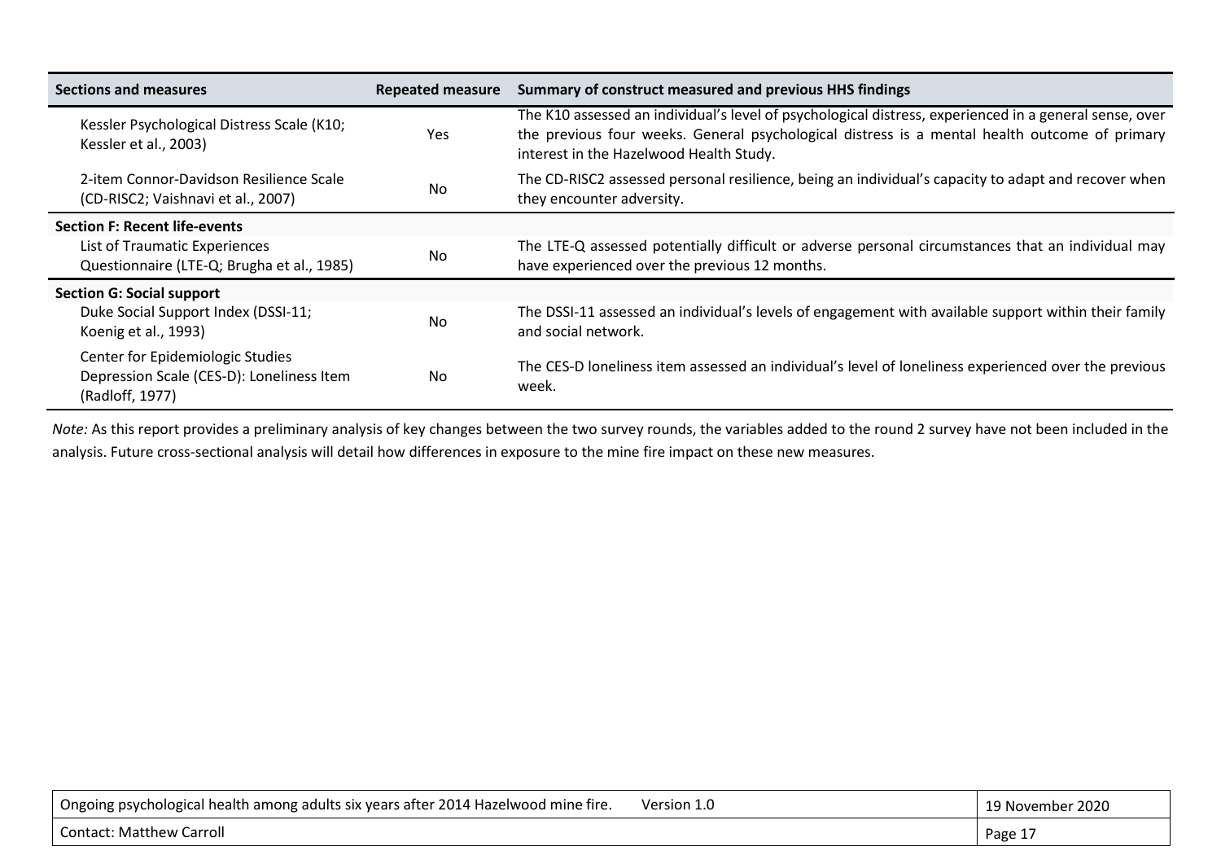| Sections and measures | Repeated measure | Summary of construct measured and previous HHS findings |
|---|---|---|
| Kessler Psychological Distress Scale (K10; Kessler et al., 2003) | Yes | The K10 assessed an individual's level of psychological distress, experienced in a general sense, over the previous four weeks. General psychological distress is a mental health outcome of primary interest in the Hazelwood Health Study. |
| 2-item Connor-Davidson Resilience Scale (CD-RISC2; Vaishnavi et al., 2007) | No | The CD-RISC2 assessed personal resilience, being an individual's capacity to adapt and recover when they encounter adversity. |
| **Section F: Recent life-events** | | |
| List of Traumatic Experiences Questionnaire (LTE-Q; Brugha et al., 1985) | No | The LTE-Q assessed potentially difficult or adverse personal circumstances that an individual may have experienced over the previous 12 months. |
| **Section G: Social support** | | |
| Duke Social Support Index (DSSI-11; Koenig et al., 1993) | No | The DSSI-11 assessed an individual's levels of engagement with available support within their family and social network. |
| Center for Epidemiologic Studies Depression Scale (CES-D): Loneliness Item (Radloff, 1977) | No | The CES-D loneliness item assessed an individual's level of loneliness experienced over the previous week. |

*Note:* As this report provides a preliminary analysis of key changes between the two survey rounds, the variables added to the round 2 survey have not been included in the analysis. Future cross-sectional analysis will detail how differences in exposure to the mine fire impact on these new measures.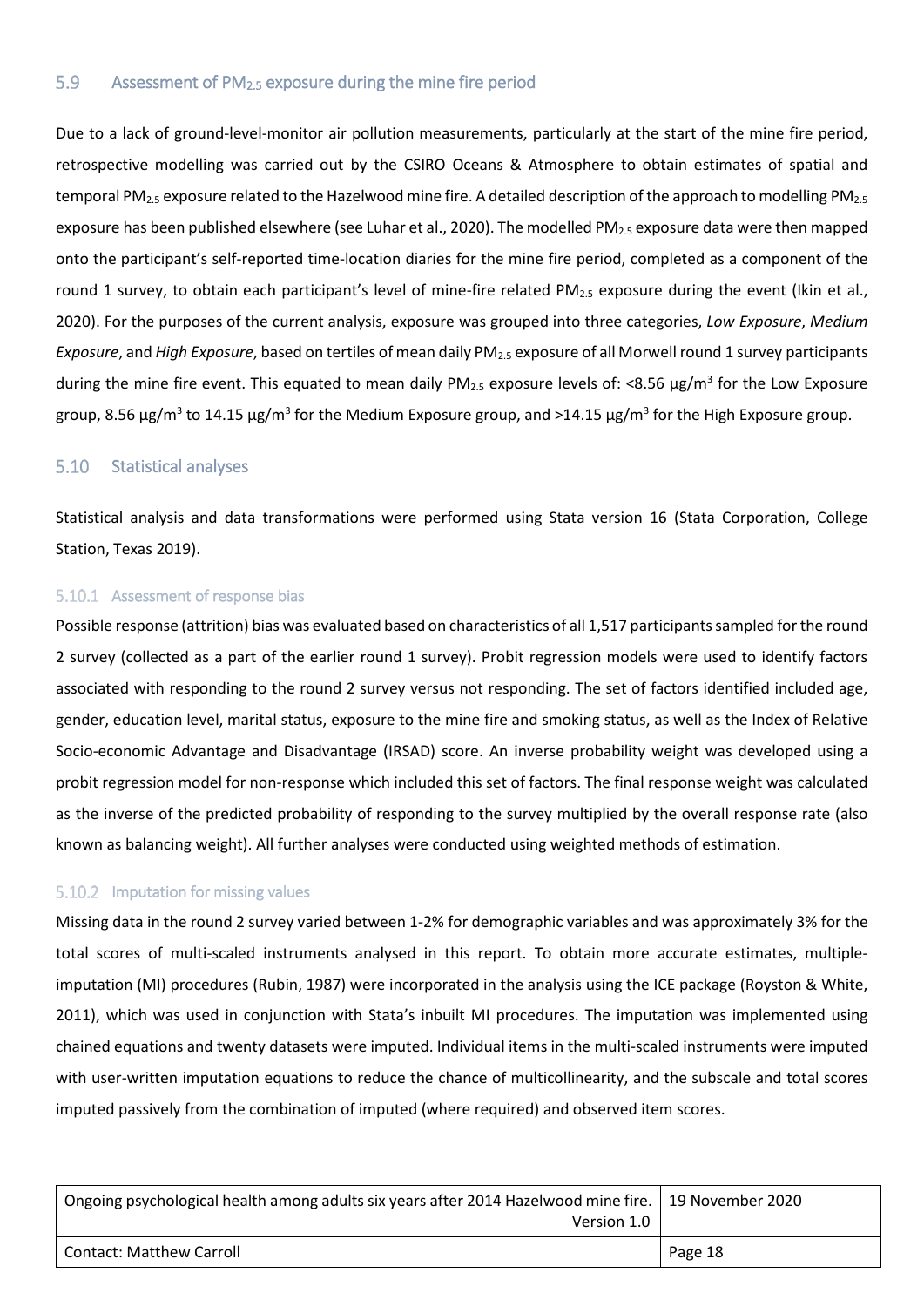## 5.9 Assessment of $PM_{2.5}$ exposure during the mine fire period

Due to a lack of ground-level-monitor air pollution measurements, particularly at the start of the mine fire period, retrospective modelling was carried out by the CSIRO Oceans & Atmosphere to obtain estimates of spatial and temporal $PM_{2.5}$ exposure related to the Hazelwood mine fire. A detailed description of the approach to modelling $PM_{2.5}$ exposure has been published elsewhere (see Luhar et al., 2020). The modelled $PM_{2.5}$ exposure data were then mapped onto the participant's self-reported time-location diaries for the mine fire period, completed as a component of the round 1 survey, to obtain each participant's level of mine-fire related $PM_{2.5}$ exposure during the event (Ikin et al., 2020). For the purposes of the current analysis, exposure was grouped into three categories, *Low Exposure*, *Medium Exposure*, and *High Exposure*, based on tertiles of mean daily $PM_{2.5}$ exposure of all Morwell round 1 survey participants during the mine fire event. This equated to mean daily $PM_{2.5}$ exposure levels of: <8.56 µg/m$^3$ for the Low Exposure group, 8.56 µg/m$^3$ to 14.15 µg/m$^3$ for the Medium Exposure group, and >14.15 µg/m$^3$ for the High Exposure group.

## 5.10 Statistical analyses

Statistical analysis and data transformations were performed using Stata version 16 (Stata Corporation, College Station, Texas 2019).

### 5.10.1 Assessment of response bias

Possible response (attrition) bias was evaluated based on characteristics of all 1,517 participants sampled for the round 2 survey (collected as a part of the earlier round 1 survey). Probit regression models were used to identify factors associated with responding to the round 2 survey versus not responding. The set of factors identified included age, gender, education level, marital status, exposure to the mine fire and smoking status, as well as the Index of Relative Socio-economic Advantage and Disadvantage (IRSAD) score. An inverse probability weight was developed using a probit regression model for non-response which included this set of factors. The final response weight was calculated as the inverse of the predicted probability of responding to the survey multiplied by the overall response rate (also known as balancing weight). All further analyses were conducted using weighted methods of estimation.

### 5.10.2 Imputation for missing values

Missing data in the round 2 survey varied between 1-2% for demographic variables and was approximately 3% for the total scores of multi-scaled instruments analysed in this report. To obtain more accurate estimates, multiple-imputation (MI) procedures (Rubin, 1987) were incorporated in the analysis using the ICE package (Royston & White, 2011), which was used in conjunction with Stata's inbuilt MI procedures. The imputation was implemented using chained equations and twenty datasets were imputed. Individual items in the multi-scaled instruments were imputed with user-written imputation equations to reduce the chance of multicollinearity, and the subscale and total scores imputed passively from the combination of imputed (where required) and observed item scores.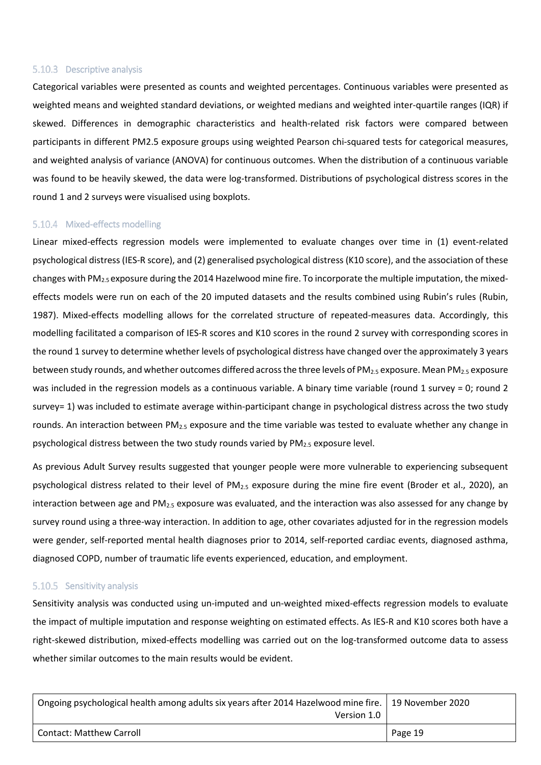### 5.10.3 Descriptive analysis

Categorical variables were presented as counts and weighted percentages. Continuous variables were presented as weighted means and weighted standard deviations, or weighted medians and weighted inter-quartile ranges (IQR) if skewed. Differences in demographic characteristics and health-related risk factors were compared between participants in different PM2.5 exposure groups using weighted Pearson chi-squared tests for categorical measures, and weighted analysis of variance (ANOVA) for continuous outcomes. When the distribution of a continuous variable was found to be heavily skewed, the data were log-transformed. Distributions of psychological distress scores in the round 1 and 2 surveys were visualised using boxplots.

### 5.10.4 Mixed-effects modelling

Linear mixed-effects regression models were implemented to evaluate changes over time in (1) event-related psychological distress (IES-R score), and (2) generalised psychological distress (K10 score), and the association of these changes with $PM_{2.5}$ exposure during the 2014 Hazelwood mine fire. To incorporate the multiple imputation, the mixed-effects models were run on each of the 20 imputed datasets and the results combined using Rubin's rules (Rubin, 1987). Mixed-effects modelling allows for the correlated structure of repeated-measures data. Accordingly, this modelling facilitated a comparison of IES-R scores and K10 scores in the round 2 survey with corresponding scores in the round 1 survey to determine whether levels of psychological distress have changed over the approximately 3 years between study rounds, and whether outcomes differed across the three levels of $PM_{2.5}$ exposure. Mean $PM_{2.5}$ exposure was included in the regression models as a continuous variable. A binary time variable (round 1 survey = 0; round 2 survey= 1) was included to estimate average within-participant change in psychological distress across the two study rounds. An interaction between $PM_{2.5}$ exposure and the time variable was tested to evaluate whether any change in psychological distress between the two study rounds varied by $PM_{2.5}$ exposure level.

As previous Adult Survey results suggested that younger people were more vulnerable to experiencing subsequent psychological distress related to their level of $PM_{2.5}$ exposure during the mine fire event (Broder et al., 2020), an interaction between age and $PM_{2.5}$ exposure was evaluated, and the interaction was also assessed for any change by survey round using a three-way interaction. In addition to age, other covariates adjusted for in the regression models were gender, self-reported mental health diagnoses prior to 2014, self-reported cardiac events, diagnosed asthma, diagnosed COPD, number of traumatic life events experienced, education, and employment.

### 5.10.5 Sensitivity analysis

Sensitivity analysis was conducted using un-imputed and un-weighted mixed-effects regression models to evaluate the impact of multiple imputation and response weighting on estimated effects. As IES-R and K10 scores both have a right-skewed distribution, mixed-effects modelling was carried out on the log-transformed outcome data to assess whether similar outcomes to the main results would be evident.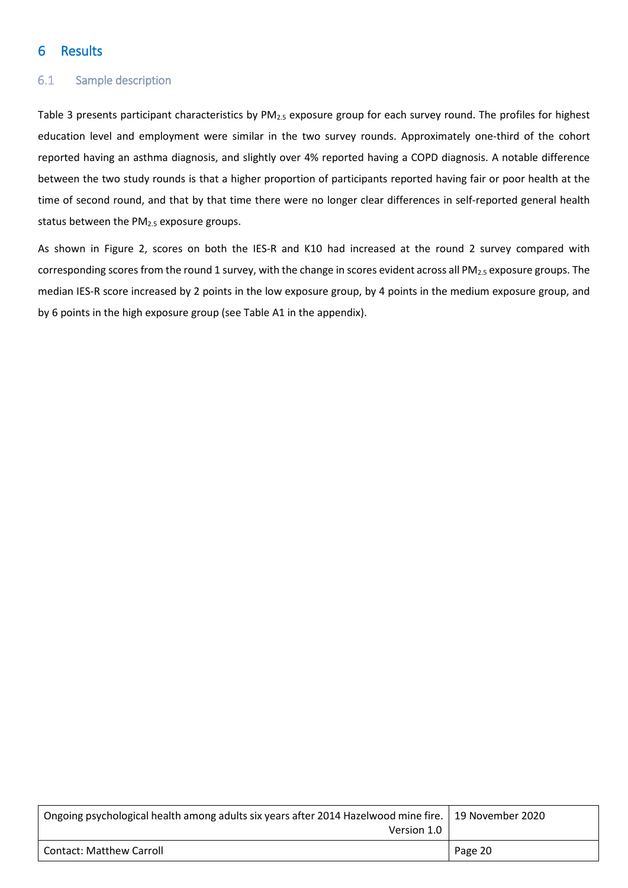# 6 Results

## 6.1 Sample description

Table 3 presents participant characteristics by $PM_{2.5}$ exposure group for each survey round. The profiles for highest education level and employment were similar in the two survey rounds. Approximately one-third of the cohort reported having an asthma diagnosis, and slightly over 4% reported having a COPD diagnosis. A notable difference between the two study rounds is that a higher proportion of participants reported having fair or poor health at the time of second round, and that by that time there were no longer clear differences in self-reported general health status between the $PM_{2.5}$ exposure groups.

As shown in Figure 2, scores on both the IES-R and K10 had increased at the round 2 survey compared with corresponding scores from the round 1 survey, with the change in scores evident across all $PM_{2.5}$ exposure groups. The median IES-R score increased by 2 points in the low exposure group, by 4 points in the medium exposure group, and by 6 points in the high exposure group (see Table A1 in the appendix).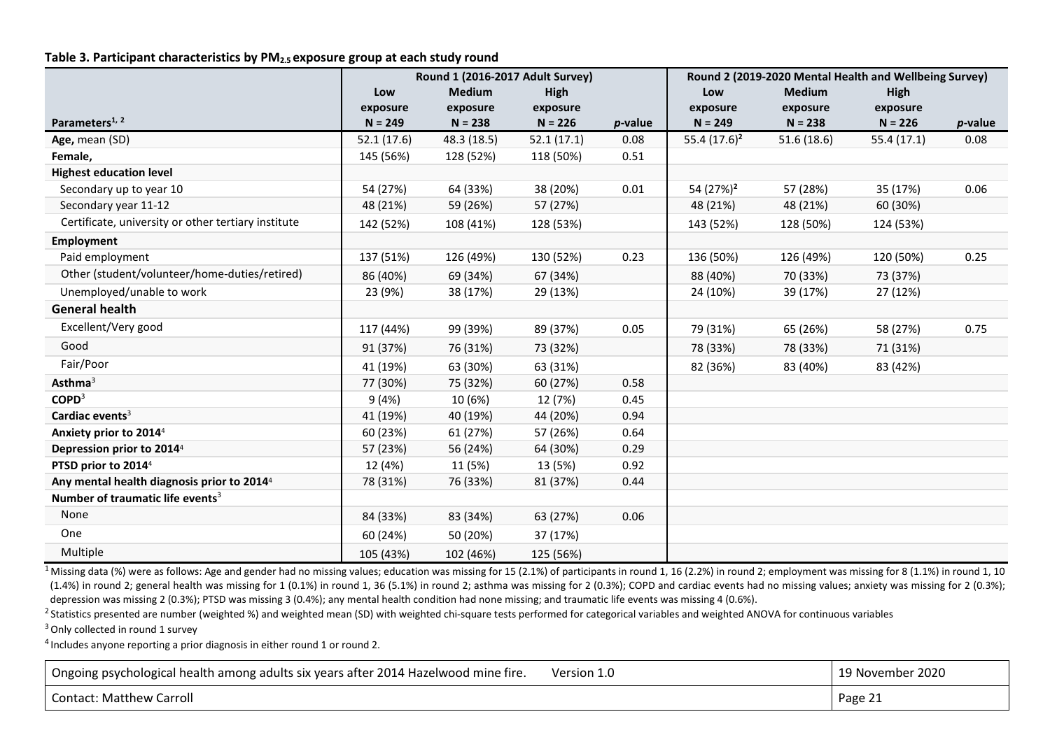**Table 3. Participant characteristics by $PM_{2.5}$ exposure group at each study round**

| Parameters[1, 2] | Round 1 (2016-2017 Adult Survey) | | | | Round 2 (2019-2020 Mental Health and Wellbeing Survey) | | | |
|---|---|---|---|---|---|---|---|---|
| | Low exposure N = 249 | Medium exposure N = 238 | High exposure N = 226 | *p*-value | Low exposure N = 249 | Medium exposure N = 238 | High exposure N = 226 | *p*-value |
| **Age,** mean (SD) | 52.1 (17.6) | 48.3 (18.5) | 52.1 (17.1) | 0.08 | 55.4 (17.6)[2] | 51.6 (18.6) | 55.4 (17.1) | 0.08 |
| **Female,** | 145 (56%) | 128 (52%) | 118 (50%) | 0.51 | | | | |
| **Highest education level** | | | | | | | | |
| Secondary up to year 10 | 54 (27%) | 64 (33%) | 38 (20%) | 0.01 | 54 (27%)[2] | 57 (28%) | 35 (17%) | 0.06 |
| Secondary year 11-12 | 48 (21%) | 59 (26%) | 57 (27%) | | 48 (21%) | 48 (21%) | 60 (30%) | |
| Certificate, university or other tertiary institute | 142 (52%) | 108 (41%) | 128 (53%) | | 143 (52%) | 128 (50%) | 124 (53%) | |
| **Employment** | | | | | | | | |
| Paid employment | 137 (51%) | 126 (49%) | 130 (52%) | 0.23 | 136 (50%) | 126 (49%) | 120 (50%) | 0.25 |
| Other (student/volunteer/home-duties/retired) | 86 (40%) | 69 (34%) | 67 (34%) | | 88 (40%) | 70 (33%) | 73 (37%) | |
| Unemployed/unable to work | 23 (9%) | 38 (17%) | 29 (13%) | | 24 (10%) | 39 (17%) | 27 (12%) | |
| **General health** | | | | | | | | |
| Excellent/Very good | 117 (44%) | 99 (39%) | 89 (37%) | 0.05 | 79 (31%) | 65 (26%) | 58 (27%) | 0.75 |
| Good | 91 (37%) | 76 (31%) | 73 (32%) | | 78 (33%) | 78 (33%) | 71 (31%) | |
| Fair/Poor | 41 (19%) | 63 (30%) | 63 (31%) | | 82 (36%) | 83 (40%) | 83 (42%) | |
| **Asthma**[3] | 77 (30%) | 75 (32%) | 60 (27%) | 0.58 | | | | |
| **COPD**[3] | 9 (4%) | 10 (6%) | 12 (7%) | 0.45 | | | | |
| **Cardiac events**[3] | 41 (19%) | 40 (19%) | 44 (20%) | 0.94 | | | | |
| **Anxiety prior to 2014**[4] | 60 (23%) | 61 (27%) | 57 (26%) | 0.64 | | | | |
| **Depression prior to 2014**[4] | 57 (23%) | 56 (24%) | 64 (30%) | 0.29 | | | | |
| **PTSD prior to 2014**[4] | 12 (4%) | 11 (5%) | 13 (5%) | 0.92 | | | | |
| **Any mental health diagnosis prior to 2014**[4] | 78 (31%) | 76 (33%) | 81 (37%) | 0.44 | | | | |
| **Number of traumatic life events**[3] | | | | | | | | |
| None | 84 (33%) | 83 (34%) | 63 (27%) | 0.06 | | | | |
| One | 60 (24%) | 50 (20%) | 37 (17%) | | | | | |
| Multiple | 105 (43%) | 102 (46%) | 125 (56%) | | | | | |

[1] Missing data (%) were as follows: Age and gender had no missing values; education was missing for 15 (2.1%) of participants in round 1, 16 (2.2%) in round 2; employment was missing for 8 (1.1%) in round 1, 10 (1.4%) in round 2; general health was missing for 1 (0.1%) in round 1, 36 (5.1%) in round 2; asthma was missing for 2 (0.3%); COPD and cardiac events had no missing values; anxiety was missing for 2 (0.3%); depression was missing 2 (0.3%); PTSD was missing 3 (0.4%); any mental health condition had none missing; and traumatic life events was missing 4 (0.6%).

[2] Statistics presented are number (weighted %) and weighted mean (SD) with weighted chi-square tests performed for categorical variables and weighted ANOVA for continuous variables

[3] Only collected in round 1 survey

[4] Includes anyone reporting a prior diagnosis in either round 1 or round 2.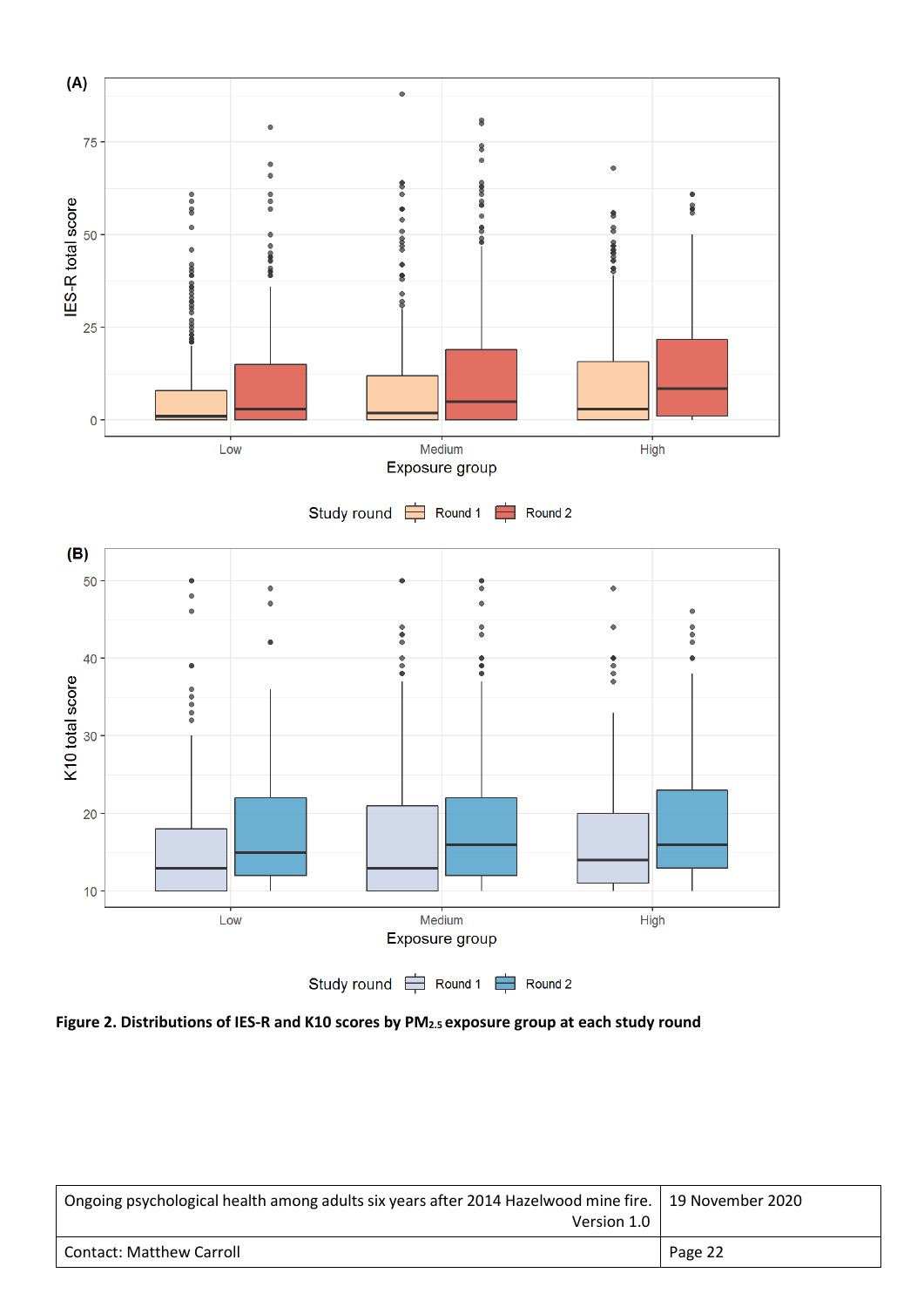(A)

IES-R total score

75

50

25

0

Low

Medium

High

Exposure group

Study round Round 1 Round 2

(B)

K10 total score

50

40

30

20

10

Low

Medium

High

Exposure group

Study round Round 1 Round 2

**Figure 2. Distributions of IES-R and K10 scores by $PM_{2.5}$ exposure group at each study round**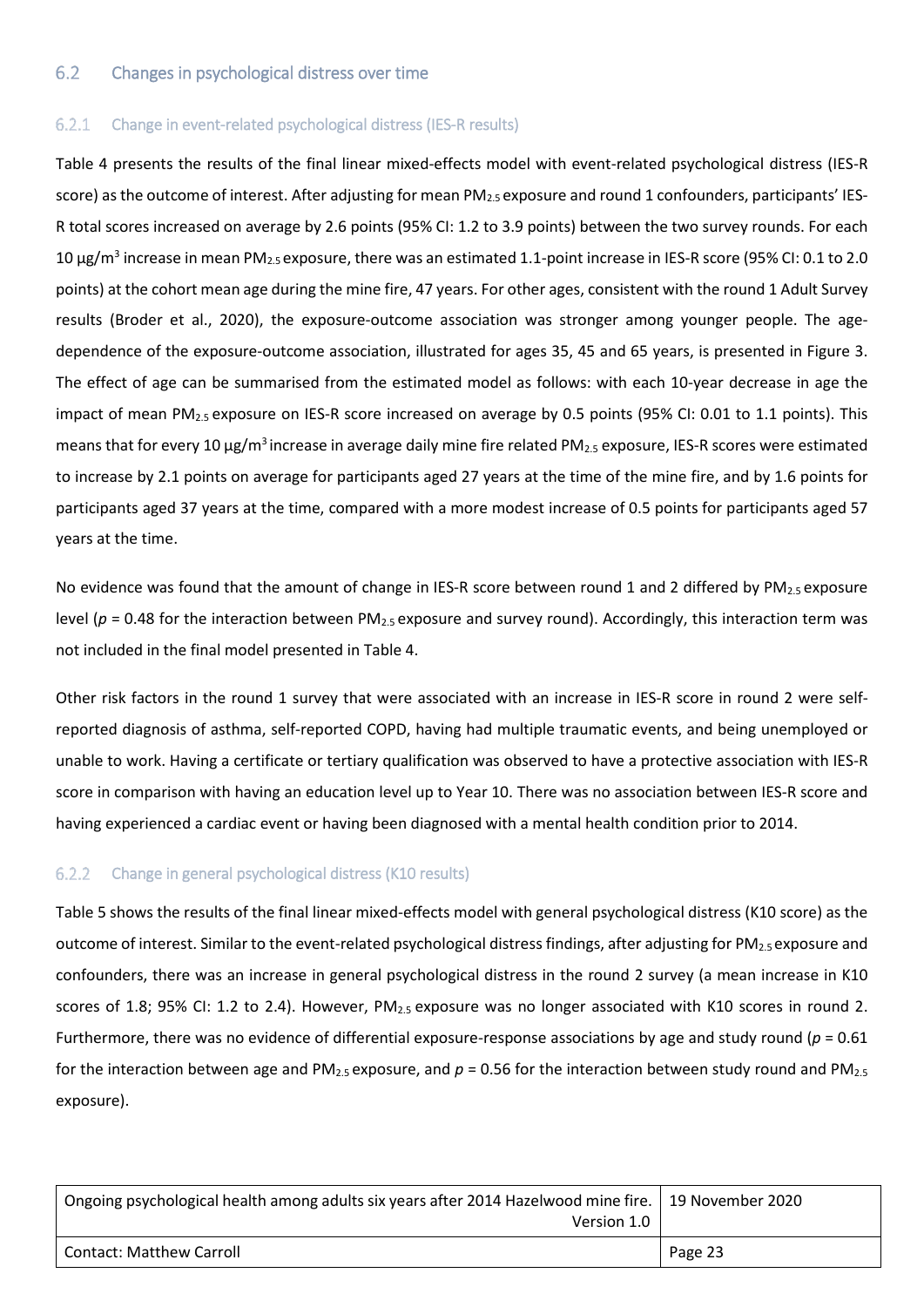## 6.2 Changes in psychological distress over time

### 6.2.1 Change in event-related psychological distress (IES-R results)

Table 4 presents the results of the final linear mixed-effects model with event-related psychological distress (IES-R score) as the outcome of interest. After adjusting for mean $PM_{2.5}$ exposure and round 1 confounders, participants' IES-R total scores increased on average by 2.6 points (95% CI: 1.2 to 3.9 points) between the two survey rounds. For each 10 µg/m$^3$ increase in mean $PM_{2.5}$ exposure, there was an estimated 1.1-point increase in IES-R score (95% CI: 0.1 to 2.0 points) at the cohort mean age during the mine fire, 47 years. For other ages, consistent with the round 1 Adult Survey results (Broder et al., 2020), the exposure-outcome association was stronger among younger people. The age-dependence of the exposure-outcome association, illustrated for ages 35, 45 and 65 years, is presented in Figure 3. The effect of age can be summarised from the estimated model as follows: with each 10-year decrease in age the impact of mean $PM_{2.5}$ exposure on IES-R score increased on average by 0.5 points (95% CI: 0.01 to 1.1 points). This means that for every 10 µg/m$^3$ increase in average daily mine fire related $PM_{2.5}$ exposure, IES-R scores were estimated to increase by 2.1 points on average for participants aged 27 years at the time of the mine fire, and by 1.6 points for participants aged 37 years at the time, compared with a more modest increase of 0.5 points for participants aged 57 years at the time.

No evidence was found that the amount of change in IES-R score between round 1 and 2 differed by $PM_{2.5}$ exposure level ($p = 0.48$ for the interaction between $PM_{2.5}$ exposure and survey round). Accordingly, this interaction term was not included in the final model presented in Table 4.

Other risk factors in the round 1 survey that were associated with an increase in IES-R score in round 2 were self-reported diagnosis of asthma, self-reported COPD, having had multiple traumatic events, and being unemployed or unable to work. Having a certificate or tertiary qualification was observed to have a protective association with IES-R score in comparison with having an education level up to Year 10. There was no association between IES-R score and having experienced a cardiac event or having been diagnosed with a mental health condition prior to 2014.

### 6.2.2 Change in general psychological distress (K10 results)

Table 5 shows the results of the final linear mixed-effects model with general psychological distress (K10 score) as the outcome of interest. Similar to the event-related psychological distress findings, after adjusting for $PM_{2.5}$ exposure and confounders, there was an increase in general psychological distress in the round 2 survey (a mean increase in K10 scores of 1.8; 95% CI: 1.2 to 2.4). However, $PM_{2.5}$ exposure was no longer associated with K10 scores in round 2. Furthermore, there was no evidence of differential exposure-response associations by age and study round ($p = 0.61$ for the interaction between age and $PM_{2.5}$ exposure, and $p = 0.56$ for the interaction between study round and $PM_{2.5}$ exposure).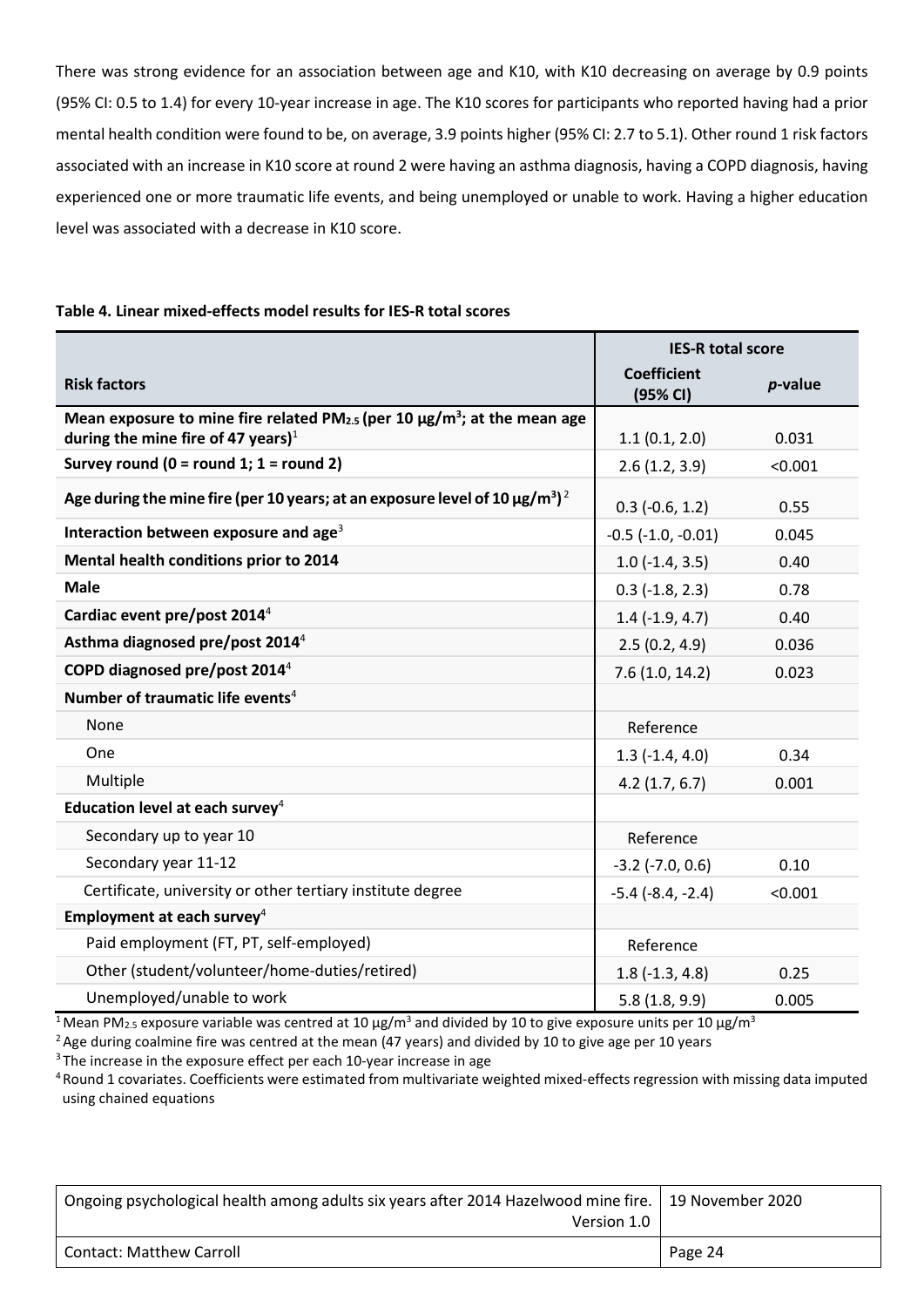There was strong evidence for an association between age and K10, with K10 decreasing on average by 0.9 points (95% CI: 0.5 to 1.4) for every 10-year increase in age. The K10 scores for participants who reported having had a prior mental health condition were found to be, on average, 3.9 points higher (95% CI: 2.7 to 5.1). Other round 1 risk factors associated with an increase in K10 score at round 2 were having an asthma diagnosis, having a COPD diagnosis, having experienced one or more traumatic life events, and being unemployed or unable to work. Having a higher education level was associated with a decrease in K10 score.

**Table 4. Linear mixed-effects model results for IES-R total scores**

| | IES-R total score | |
|---|---|---|
| **Risk factors** | **Coefficient (95% CI)** | ***p*-value** |
| **Mean exposure to mine fire related $PM_{2.5}$ (per 10 μg/m$^3$; at the mean age during the mine fire of 47 years)**[1] | 1.1 (0.1, 2.0) | 0.031 |
| **Survey round (0 = round 1; 1 = round 2)** | 2.6 (1.2, 3.9) | <0.001 |
| **Age during the mine fire (per 10 years; at an exposure level of 10 μg/m$^3$)**[2] | 0.3 (-0.6, 1.2) | 0.55 |
| **Interaction between exposure and age**[3] | -0.5 (-1.0, -0.01) | 0.045 |
| **Mental health conditions prior to 2014** | 1.0 (-1.4, 3.5) | 0.40 |
| **Male** | 0.3 (-1.8, 2.3) | 0.78 |
| **Cardiac event pre/post 2014**[4] | 1.4 (-1.9, 4.7) | 0.40 |
| **Asthma diagnosed pre/post 2014**[4] | 2.5 (0.2, 4.9) | 0.036 |
| **COPD diagnosed pre/post 2014**[4] | 7.6 (1.0, 14.2) | 0.023 |
| **Number of traumatic life events**[4] | | |
| None | Reference | |
| One | 1.3 (-1.4, 4.0) | 0.34 |
| Multiple | 4.2 (1.7, 6.7) | 0.001 |
| **Education level at each survey**[4] | | |
| Secondary up to year 10 | Reference | |
| Secondary year 11-12 | -3.2 (-7.0, 0.6) | 0.10 |
| Certificate, university or other tertiary institute degree | -5.4 (-8.4, -2.4) | <0.001 |
| **Employment at each survey**[4] | | |
| Paid employment (FT, PT, self-employed) | Reference | |
| Other (student/volunteer/home-duties/retired) | 1.8 (-1.3, 4.8) | 0.25 |
| Unemployed/unable to work | 5.8 (1.8, 9.9) | 0.005 |

[1] Mean $PM_{2.5}$ exposure variable was centred at 10 μg/m$^3$ and divided by 10 to give exposure units per 10 μg/m$^3$

[2] Age during coalmine fire was centred at the mean (47 years) and divided by 10 to give age per 10 years

[3] The increase in the exposure effect per each 10-year increase in age

[4] Round 1 covariates. Coefficients were estimated from multivariate weighted mixed-effects regression with missing data imputed using chained equations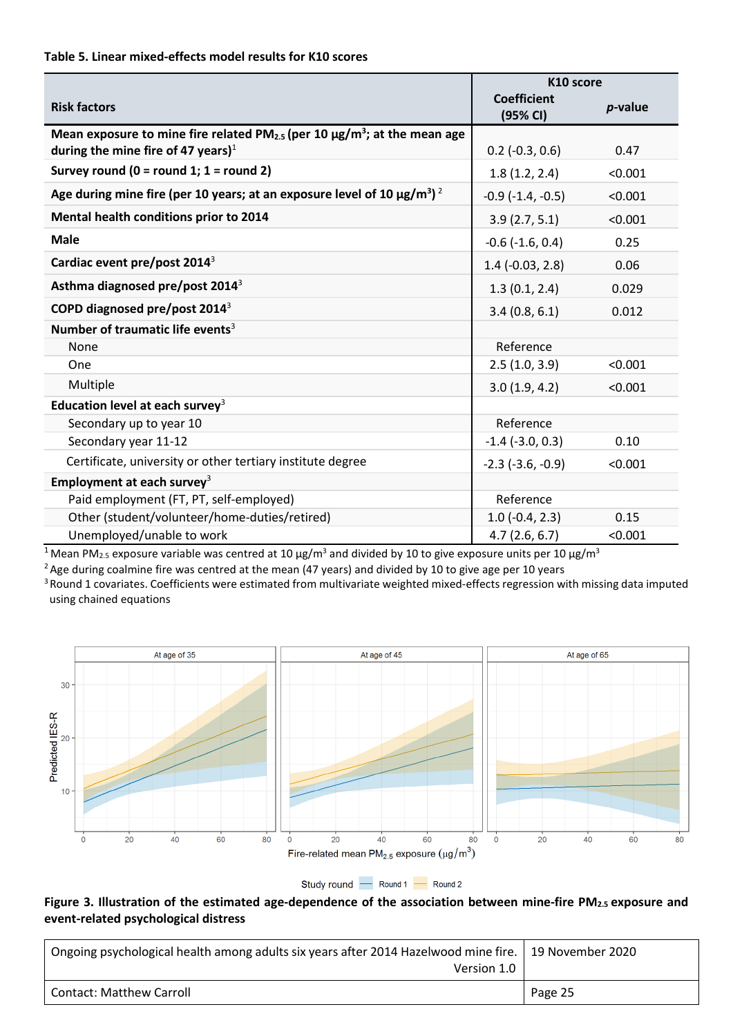**Table 5. Linear mixed-effects model results for K10 scores**

| Risk factors | K10 score | |
|---|---|---|
| | Coefficient (95% CI) | *p*-value |
| **Mean exposure to mine fire related $PM_{2.5}$ (per 10 μg/m$^3$; at the mean age during the mine fire of 47 years)**[1] | 0.2 (-0.3, 0.6) | 0.47 |
| **Survey round (0 = round 1; 1 = round 2)** | 1.8 (1.2, 2.4) | <0.001 |
| **Age during mine fire (per 10 years; at an exposure level of 10 μg/m$^3$)** [2] | -0.9 (-1.4, -0.5) | <0.001 |
| **Mental health conditions prior to 2014** | 3.9 (2.7, 5.1) | <0.001 |
| **Male** | -0.6 (-1.6, 0.4) | 0.25 |
| **Cardiac event pre/post 2014**[3] | 1.4 (-0.03, 2.8) | 0.06 |
| **Asthma diagnosed pre/post 2014**[3] | 1.3 (0.1, 2.4) | 0.029 |
| **COPD diagnosed pre/post 2014**[3] | 3.4 (0.8, 6.1) | 0.012 |
| **Number of traumatic life events**[3] | | |
| None | Reference | |
| One | 2.5 (1.0, 3.9) | <0.001 |
| Multiple | 3.0 (1.9, 4.2) | <0.001 |
| **Education level at each survey**[3] | | |
| Secondary up to year 10 | Reference | |
| Secondary year 11-12 | -1.4 (-3.0, 0.3) | 0.10 |
| Certificate, university or other tertiary institute degree | -2.3 (-3.6, -0.9) | <0.001 |
| **Employment at each survey**[3] | | |
| Paid employment (FT, PT, self-employed) | Reference | |
| Other (student/volunteer/home-duties/retired) | 1.0 (-0.4, 2.3) | 0.15 |
| Unemployed/unable to work | 4.7 (2.6, 6.7) | <0.001 |

[1] Mean $PM_{2.5}$ exposure variable was centred at 10 μg/m$^3$ and divided by 10 to give exposure units per 10 μg/m$^3$

[2] Age during coalmine fire was centred at the mean (47 years) and divided by 10 to give age per 10 years

[3] Round 1 covariates. Coefficients were estimated from multivariate weighted mixed-effects regression with missing data imputed using chained equations

At age of 35
At age of 45
At age of 65
Predicted IES-R
10
20
30
0 20 40 60 80
Fire-related mean $PM_{2.5}$ exposure (μg/m$^3$)
Study round Round 1 Round 2

**Figure 3. Illustration of the estimated age-dependence of the association between mine-fire $PM_{2.5}$ exposure and event-related psychological distress**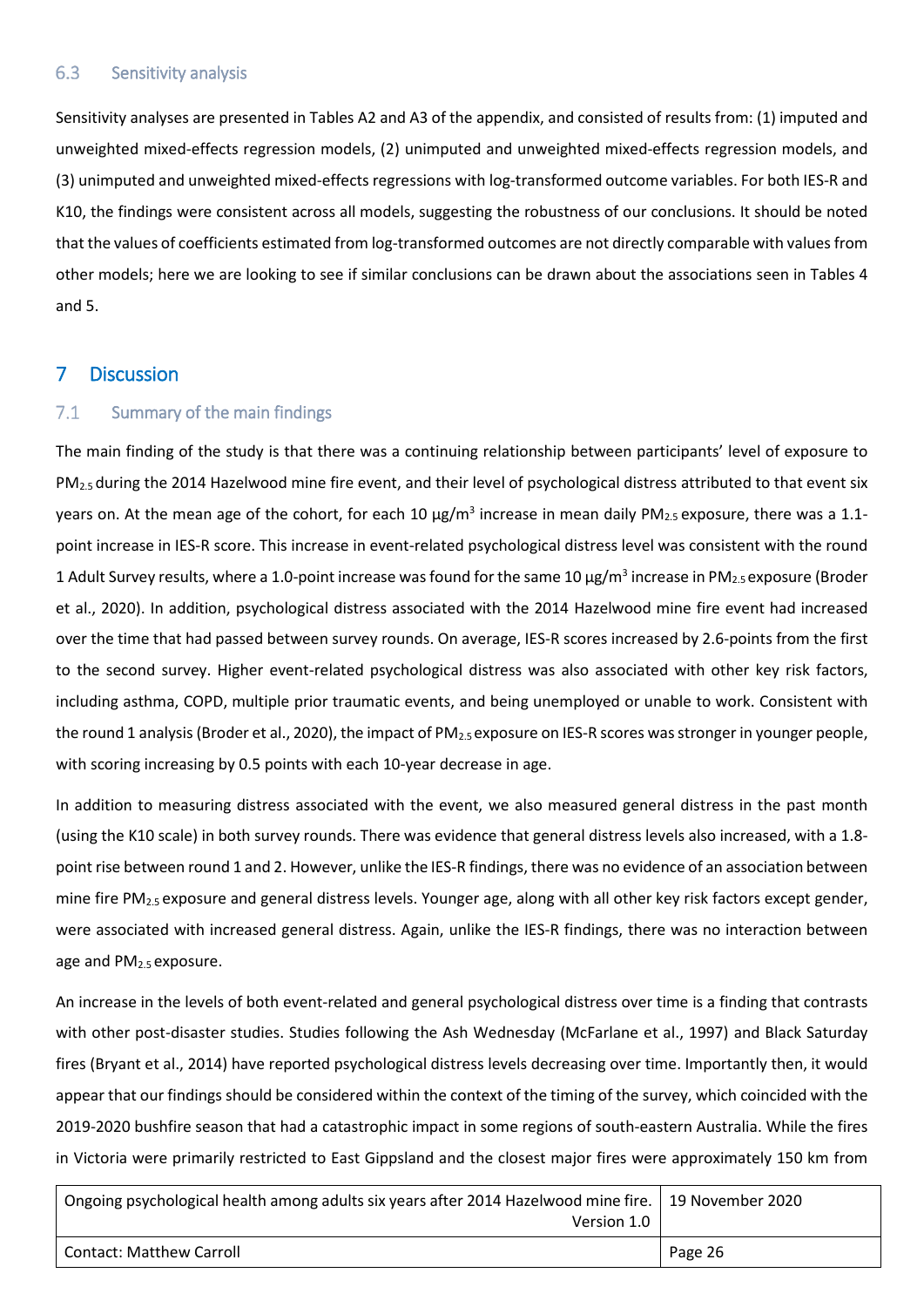### 6.3 Sensitivity analysis

Sensitivity analyses are presented in Tables A2 and A3 of the appendix, and consisted of results from: (1) imputed and unweighted mixed-effects regression models, (2) unimputed and unweighted mixed-effects regression models, and (3) unimputed and unweighted mixed-effects regressions with log-transformed outcome variables. For both IES-R and K10, the findings were consistent across all models, suggesting the robustness of our conclusions. It should be noted that the values of coefficients estimated from log-transformed outcomes are not directly comparable with values from other models; here we are looking to see if similar conclusions can be drawn about the associations seen in Tables 4 and 5.

## 7 Discussion

### 7.1 Summary of the main findings

The main finding of the study is that there was a continuing relationship between participants' level of exposure to $PM_{2.5}$ during the 2014 Hazelwood mine fire event, and their level of psychological distress attributed to that event six years on. At the mean age of the cohort, for each 10 µg/m$^3$ increase in mean daily $PM_{2.5}$ exposure, there was a 1.1-point increase in IES-R score. This increase in event-related psychological distress level was consistent with the round 1 Adult Survey results, where a 1.0-point increase was found for the same 10 µg/m$^3$ increase in $PM_{2.5}$ exposure (Broder et al., 2020). In addition, psychological distress associated with the 2014 Hazelwood mine fire event had increased over the time that had passed between survey rounds. On average, IES-R scores increased by 2.6-points from the first to the second survey. Higher event-related psychological distress was also associated with other key risk factors, including asthma, COPD, multiple prior traumatic events, and being unemployed or unable to work. Consistent with the round 1 analysis (Broder et al., 2020), the impact of $PM_{2.5}$ exposure on IES-R scores was stronger in younger people, with scoring increasing by 0.5 points with each 10-year decrease in age.

In addition to measuring distress associated with the event, we also measured general distress in the past month (using the K10 scale) in both survey rounds. There was evidence that general distress levels also increased, with a 1.8-point rise between round 1 and 2. However, unlike the IES-R findings, there was no evidence of an association between mine fire $PM_{2.5}$ exposure and general distress levels. Younger age, along with all other key risk factors except gender, were associated with increased general distress. Again, unlike the IES-R findings, there was no interaction between age and $PM_{2.5}$ exposure.

An increase in the levels of both event-related and general psychological distress over time is a finding that contrasts with other post-disaster studies. Studies following the Ash Wednesday (McFarlane et al., 1997) and Black Saturday fires (Bryant et al., 2014) have reported psychological distress levels decreasing over time. Importantly then, it would appear that our findings should be considered within the context of the timing of the survey, which coincided with the 2019-2020 bushfire season that had a catastrophic impact in some regions of south-eastern Australia. While the fires in Victoria were primarily restricted to East Gippsland and the closest major fires were approximately 150 km from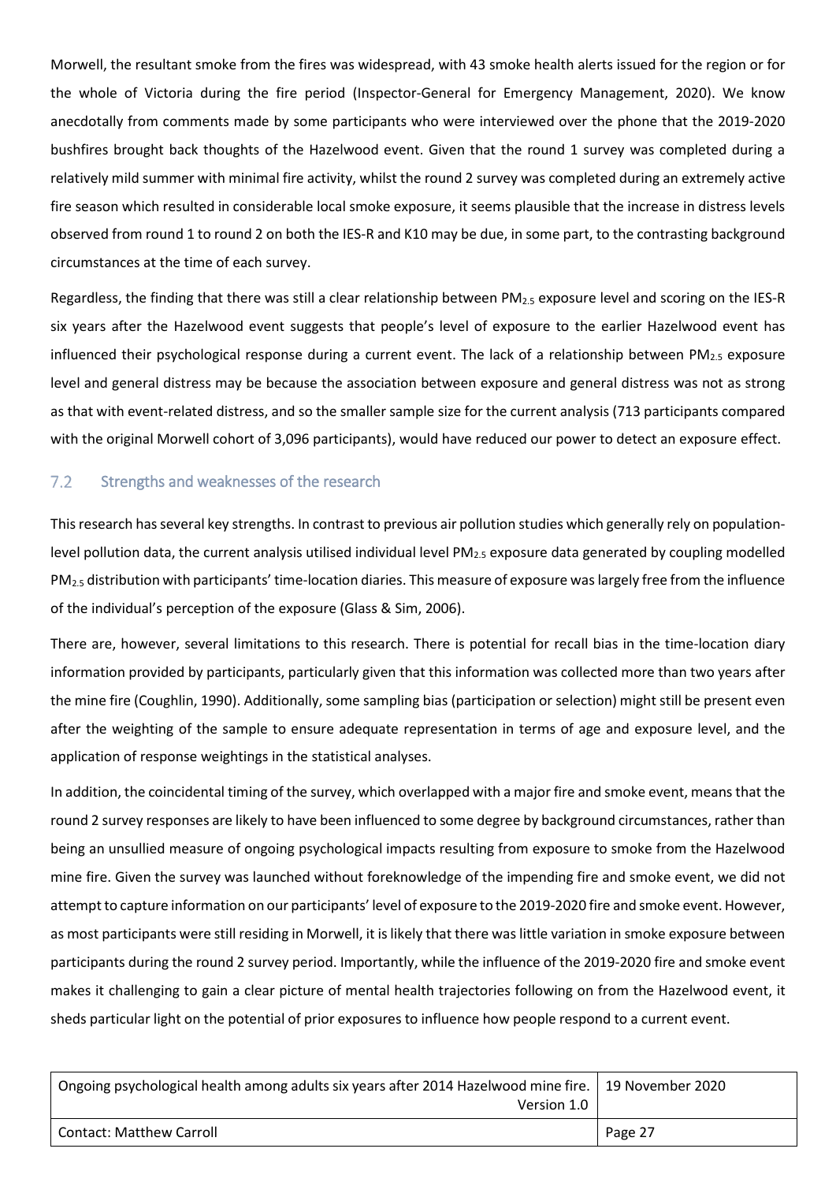Morwell, the resultant smoke from the fires was widespread, with 43 smoke health alerts issued for the region or for the whole of Victoria during the fire period (Inspector-General for Emergency Management, 2020). We know anecdotally from comments made by some participants who were interviewed over the phone that the 2019-2020 bushfires brought back thoughts of the Hazelwood event. Given that the round 1 survey was completed during a relatively mild summer with minimal fire activity, whilst the round 2 survey was completed during an extremely active fire season which resulted in considerable local smoke exposure, it seems plausible that the increase in distress levels observed from round 1 to round 2 on both the IES-R and K10 may be due, in some part, to the contrasting background circumstances at the time of each survey.

Regardless, the finding that there was still a clear relationship between $PM_{2.5}$ exposure level and scoring on the IES-R six years after the Hazelwood event suggests that people's level of exposure to the earlier Hazelwood event has influenced their psychological response during a current event. The lack of a relationship between $PM_{2.5}$ exposure level and general distress may be because the association between exposure and general distress was not as strong as that with event-related distress, and so the smaller sample size for the current analysis (713 participants compared with the original Morwell cohort of 3,096 participants), would have reduced our power to detect an exposure effect.

## 7.2 Strengths and weaknesses of the research

This research has several key strengths. In contrast to previous air pollution studies which generally rely on population-level pollution data, the current analysis utilised individual level $PM_{2.5}$ exposure data generated by coupling modelled $PM_{2.5}$ distribution with participants' time-location diaries. This measure of exposure was largely free from the influence of the individual's perception of the exposure (Glass & Sim, 2006).

There are, however, several limitations to this research. There is potential for recall bias in the time-location diary information provided by participants, particularly given that this information was collected more than two years after the mine fire (Coughlin, 1990). Additionally, some sampling bias (participation or selection) might still be present even after the weighting of the sample to ensure adequate representation in terms of age and exposure level, and the application of response weightings in the statistical analyses.

In addition, the coincidental timing of the survey, which overlapped with a major fire and smoke event, means that the round 2 survey responses are likely to have been influenced to some degree by background circumstances, rather than being an unsullied measure of ongoing psychological impacts resulting from exposure to smoke from the Hazelwood mine fire. Given the survey was launched without foreknowledge of the impending fire and smoke event, we did not attempt to capture information on our participants' level of exposure to the 2019-2020 fire and smoke event. However, as most participants were still residing in Morwell, it is likely that there was little variation in smoke exposure between participants during the round 2 survey period. Importantly, while the influence of the 2019-2020 fire and smoke event makes it challenging to gain a clear picture of mental health trajectories following on from the Hazelwood event, it sheds particular light on the potential of prior exposures to influence how people respond to a current event.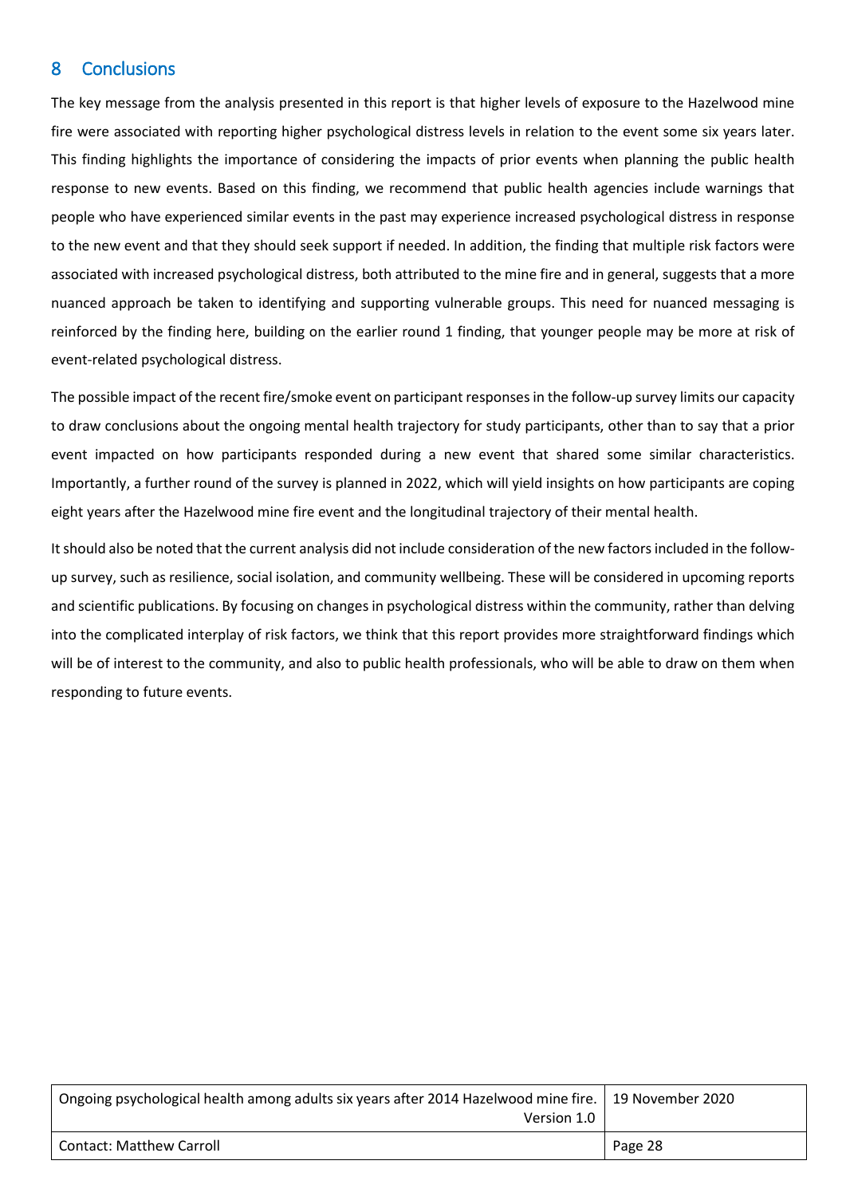## 8 Conclusions

The key message from the analysis presented in this report is that higher levels of exposure to the Hazelwood mine fire were associated with reporting higher psychological distress levels in relation to the event some six years later. This finding highlights the importance of considering the impacts of prior events when planning the public health response to new events. Based on this finding, we recommend that public health agencies include warnings that people who have experienced similar events in the past may experience increased psychological distress in response to the new event and that they should seek support if needed. In addition, the finding that multiple risk factors were associated with increased psychological distress, both attributed to the mine fire and in general, suggests that a more nuanced approach be taken to identifying and supporting vulnerable groups. This need for nuanced messaging is reinforced by the finding here, building on the earlier round 1 finding, that younger people may be more at risk of event-related psychological distress.

The possible impact of the recent fire/smoke event on participant responses in the follow-up survey limits our capacity to draw conclusions about the ongoing mental health trajectory for study participants, other than to say that a prior event impacted on how participants responded during a new event that shared some similar characteristics. Importantly, a further round of the survey is planned in 2022, which will yield insights on how participants are coping eight years after the Hazelwood mine fire event and the longitudinal trajectory of their mental health.

It should also be noted that the current analysis did not include consideration of the new factors included in the follow-up survey, such as resilience, social isolation, and community wellbeing. These will be considered in upcoming reports and scientific publications. By focusing on changes in psychological distress within the community, rather than delving into the complicated interplay of risk factors, we think that this report provides more straightforward findings which will be of interest to the community, and also to public health professionals, who will be able to draw on them when responding to future events.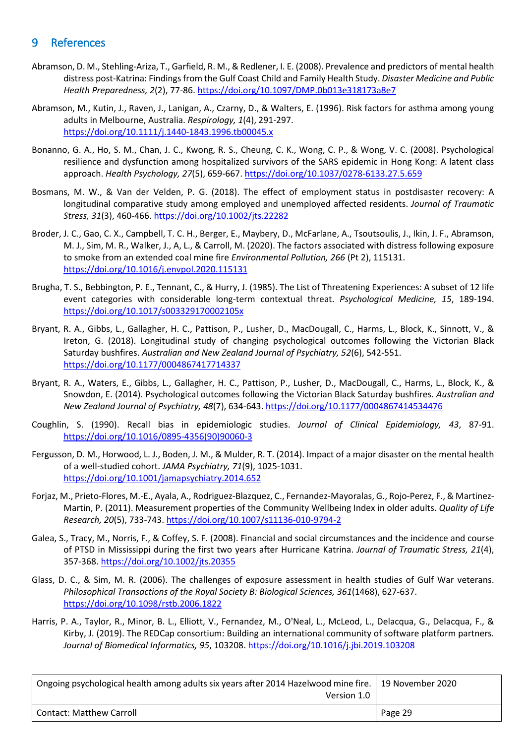# 9 References

Abramson, D. M., Stehling-Ariza, T., Garfield, R. M., & Redlener, I. E. (2008). Prevalence and predictors of mental health distress post-Katrina: Findings from the Gulf Coast Child and Family Health Study. *Disaster Medicine and Public Health Preparedness, 2*(2), 77-86. https://doi.org/10.1097/DMP.0b013e318173a8e7

Abramson, M., Kutin, J., Raven, J., Lanigan, A., Czarny, D., & Walters, E. (1996). Risk factors for asthma among young adults in Melbourne, Australia. *Respirology, 1*(4), 291-297. https://doi.org/10.1111/j.1440-1843.1996.tb00045.x

Bonanno, G. A., Ho, S. M., Chan, J. C., Kwong, R. S., Cheung, C. K., Wong, C. P., & Wong, V. C. (2008). Psychological resilience and dysfunction among hospitalized survivors of the SARS epidemic in Hong Kong: A latent class approach. *Health Psychology, 27*(5), 659-667. https://doi.org/10.1037/0278-6133.27.5.659

Bosmans, M. W., & Van der Velden, P. G. (2018). The effect of employment status in postdisaster recovery: A longitudinal comparative study among employed and unemployed affected residents. *Journal of Traumatic Stress, 31*(3), 460-466. https://doi.org/10.1002/jts.22282

Broder, J. C., Gao, C. X., Campbell, T. C. H., Berger, E., Maybery, D., McFarlane, A., Tsoutsoulis, J., Ikin, J. F., Abramson, M. J., Sim, M. R., Walker, J., A, L., & Carroll, M. (2020). The factors associated with distress following exposure to smoke from an extended coal mine fire *Environmental Pollution, 266* (Pt 2), 115131. https://doi.org/10.1016/j.envpol.2020.115131

Brugha, T. S., Bebbington, P. E., Tennant, C., & Hurry, J. (1985). The List of Threatening Experiences: A subset of 12 life event categories with considerable long-term contextual threat. *Psychological Medicine, 15*, 189-194. https://doi.org/10.1017/s003329170002105x

Bryant, R. A., Gibbs, L., Gallagher, H. C., Pattison, P., Lusher, D., MacDougall, C., Harms, L., Block, K., Sinnott, V., & Ireton, G. (2018). Longitudinal study of changing psychological outcomes following the Victorian Black Saturday bushfires. *Australian and New Zealand Journal of Psychiatry, 52*(6), 542-551. https://doi.org/10.1177/0004867417714337

Bryant, R. A., Waters, E., Gibbs, L., Gallagher, H. C., Pattison, P., Lusher, D., MacDougall, C., Harms, L., Block, K., & Snowdon, E. (2014). Psychological outcomes following the Victorian Black Saturday bushfires. *Australian and New Zealand Journal of Psychiatry, 48*(7), 634-643. https://doi.org/10.1177/0004867414534476

Coughlin, S. (1990). Recall bias in epidemiologic studies. *Journal of Clinical Epidemiology, 43*, 87-91. https://doi.org/10.1016/0895-4356(90)90060-3

Fergusson, D. M., Horwood, L. J., Boden, J. M., & Mulder, R. T. (2014). Impact of a major disaster on the mental health of a well-studied cohort. *JAMA Psychiatry, 71*(9), 1025-1031. https://doi.org/10.1001/jamapsychiatry.2014.652

Forjaz, M., Prieto-Flores, M.-E., Ayala, A., Rodriguez-Blazquez, C., Fernandez-Mayoralas, G., Rojo-Perez, F., & Martinez-Martin, P. (2011). Measurement properties of the Community Wellbeing Index in older adults. *Quality of Life Research, 20*(5), 733-743. https://doi.org/10.1007/s11136-010-9794-2

Galea, S., Tracy, M., Norris, F., & Coffey, S. F. (2008). Financial and social circumstances and the incidence and course of PTSD in Mississippi during the first two years after Hurricane Katrina. *Journal of Traumatic Stress, 21*(4), 357-368. https://doi.org/10.1002/jts.20355

Glass, D. C., & Sim, M. R. (2006). The challenges of exposure assessment in health studies of Gulf War veterans. *Philosophical Transactions of the Royal Society B: Biological Sciences, 361*(1468), 627-637. https://doi.org/10.1098/rstb.2006.1822

Harris, P. A., Taylor, R., Minor, B. L., Elliott, V., Fernandez, M., O'Neal, L., McLeod, L., Delacqua, G., Delacqua, F., & Kirby, J. (2019). The REDCap consortium: Building an international community of software platform partners. *Journal of Biomedical Informatics, 95*, 103208. https://doi.org/10.1016/j.jbi.2019.103208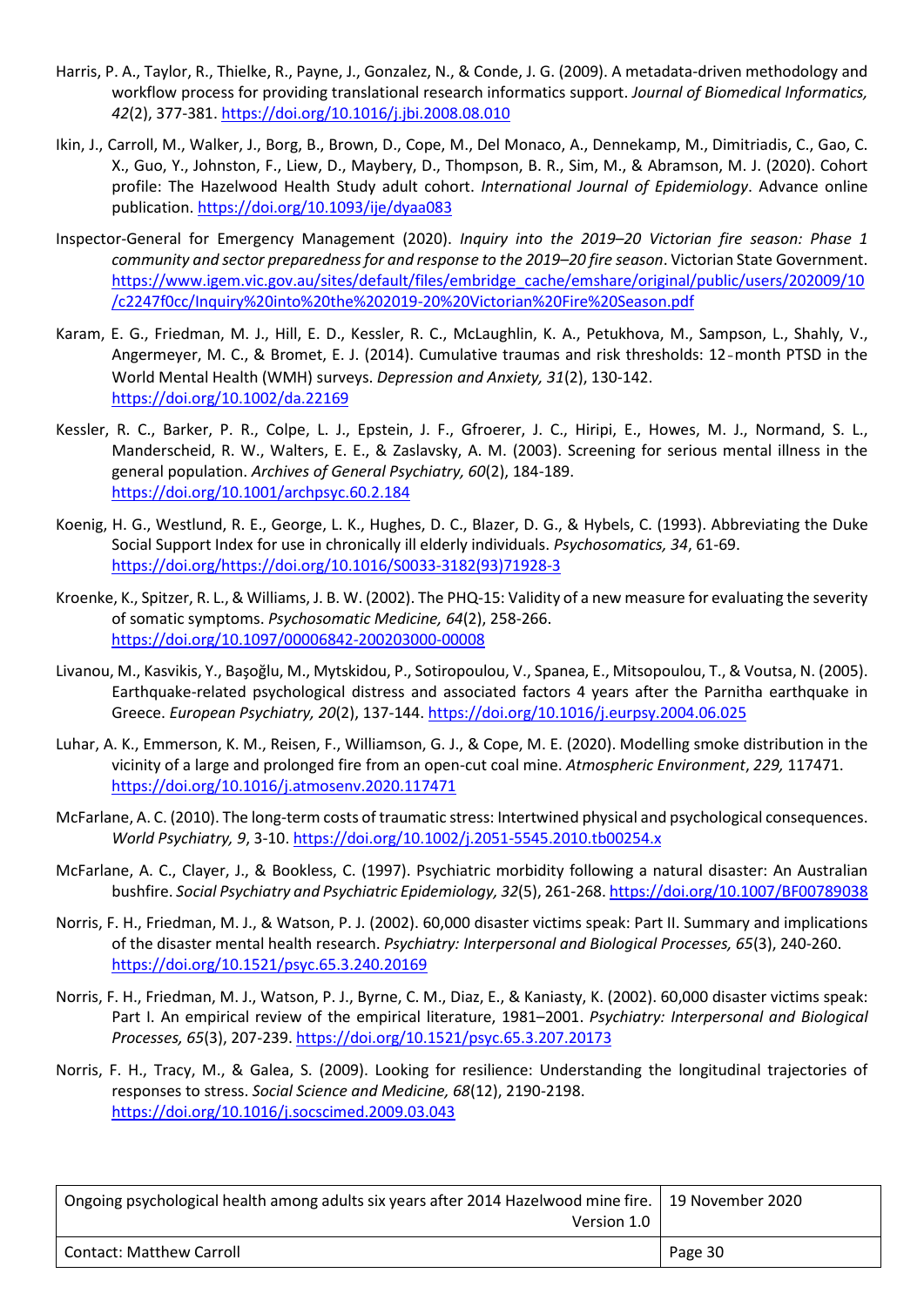Harris, P. A., Taylor, R., Thielke, R., Payne, J., Gonzalez, N., & Conde, J. G. (2009). A metadata-driven methodology and workflow process for providing translational research informatics support. *Journal of Biomedical Informatics, 42*(2), 377-381. https://doi.org/10.1016/j.jbi.2008.08.010

Ikin, J., Carroll, M., Walker, J., Borg, B., Brown, D., Cope, M., Del Monaco, A., Dennekamp, M., Dimitriadis, C., Gao, C. X., Guo, Y., Johnston, F., Liew, D., Maybery, D., Thompson, B. R., Sim, M., & Abramson, M. J. (2020). Cohort profile: The Hazelwood Health Study adult cohort. *International Journal of Epidemiology*. Advance online publication. https://doi.org/10.1093/ije/dyaa083

Inspector-General for Emergency Management (2020). *Inquiry into the 2019–20 Victorian fire season: Phase 1 community and sector preparedness for and response to the 2019–20 fire season*. Victorian State Government. https://www.igem.vic.gov.au/sites/default/files/embridge_cache/emshare/original/public/users/202009/10/c2247f0cc/Inquiry%20into%20the%202019-20%20Victorian%20Fire%20Season.pdf

Karam, E. G., Friedman, M. J., Hill, E. D., Kessler, R. C., McLaughlin, K. A., Petukhova, M., Sampson, L., Shahly, V., Angermeyer, M. C., & Bromet, E. J. (2014). Cumulative traumas and risk thresholds: 12‐month PTSD in the World Mental Health (WMH) surveys. *Depression and Anxiety, 31*(2), 130-142. https://doi.org/10.1002/da.22169

Kessler, R. C., Barker, P. R., Colpe, L. J., Epstein, J. F., Gfroerer, J. C., Hiripi, E., Howes, M. J., Normand, S. L., Manderscheid, R. W., Walters, E. E., & Zaslavsky, A. M. (2003). Screening for serious mental illness in the general population. *Archives of General Psychiatry, 60*(2), 184-189. https://doi.org/10.1001/archpsyc.60.2.184

Koenig, H. G., Westlund, R. E., George, L. K., Hughes, D. C., Blazer, D. G., & Hybels, C. (1993). Abbreviating the Duke Social Support Index for use in chronically ill elderly individuals. *Psychosomatics, 34*, 61-69. https://doi.org/https://doi.org/10.1016/S0033-3182(93)71928-3

Kroenke, K., Spitzer, R. L., & Williams, J. B. W. (2002). The PHQ-15: Validity of a new measure for evaluating the severity of somatic symptoms. *Psychosomatic Medicine, 64*(2), 258-266. https://doi.org/10.1097/00006842-200203000-00008

Livanou, M., Kasvikis, Y., Başoğlu, M., Mytskidou, P., Sotiropoulou, V., Spanea, E., Mitsopoulou, T., & Voutsa, N. (2005). Earthquake-related psychological distress and associated factors 4 years after the Parnitha earthquake in Greece. *European Psychiatry, 20*(2), 137-144. https://doi.org/10.1016/j.eurpsy.2004.06.025

Luhar, A. K., Emmerson, K. M., Reisen, F., Williamson, G. J., & Cope, M. E. (2020). Modelling smoke distribution in the vicinity of a large and prolonged fire from an open-cut coal mine. *Atmospheric Environment*, *229,* 117471. https://doi.org/10.1016/j.atmosenv.2020.117471

McFarlane, A. C. (2010). The long-term costs of traumatic stress: Intertwined physical and psychological consequences. *World Psychiatry, 9*, 3-10. https://doi.org/10.1002/j.2051-5545.2010.tb00254.x

McFarlane, A. C., Clayer, J., & Bookless, C. (1997). Psychiatric morbidity following a natural disaster: An Australian bushfire. *Social Psychiatry and Psychiatric Epidemiology, 32*(5), 261-268. https://doi.org/10.1007/BF00789038

Norris, F. H., Friedman, M. J., & Watson, P. J. (2002). 60,000 disaster victims speak: Part II. Summary and implications of the disaster mental health research. *Psychiatry: Interpersonal and Biological Processes, 65*(3), 240-260. https://doi.org/10.1521/psyc.65.3.240.20169

Norris, F. H., Friedman, M. J., Watson, P. J., Byrne, C. M., Diaz, E., & Kaniasty, K. (2002). 60,000 disaster victims speak: Part I. An empirical review of the empirical literature, 1981–2001. *Psychiatry: Interpersonal and Biological Processes, 65*(3), 207-239. https://doi.org/10.1521/psyc.65.3.207.20173

Norris, F. H., Tracy, M., & Galea, S. (2009). Looking for resilience: Understanding the longitudinal trajectories of responses to stress. *Social Science and Medicine, 68*(12), 2190-2198. https://doi.org/10.1016/j.socscimed.2009.03.043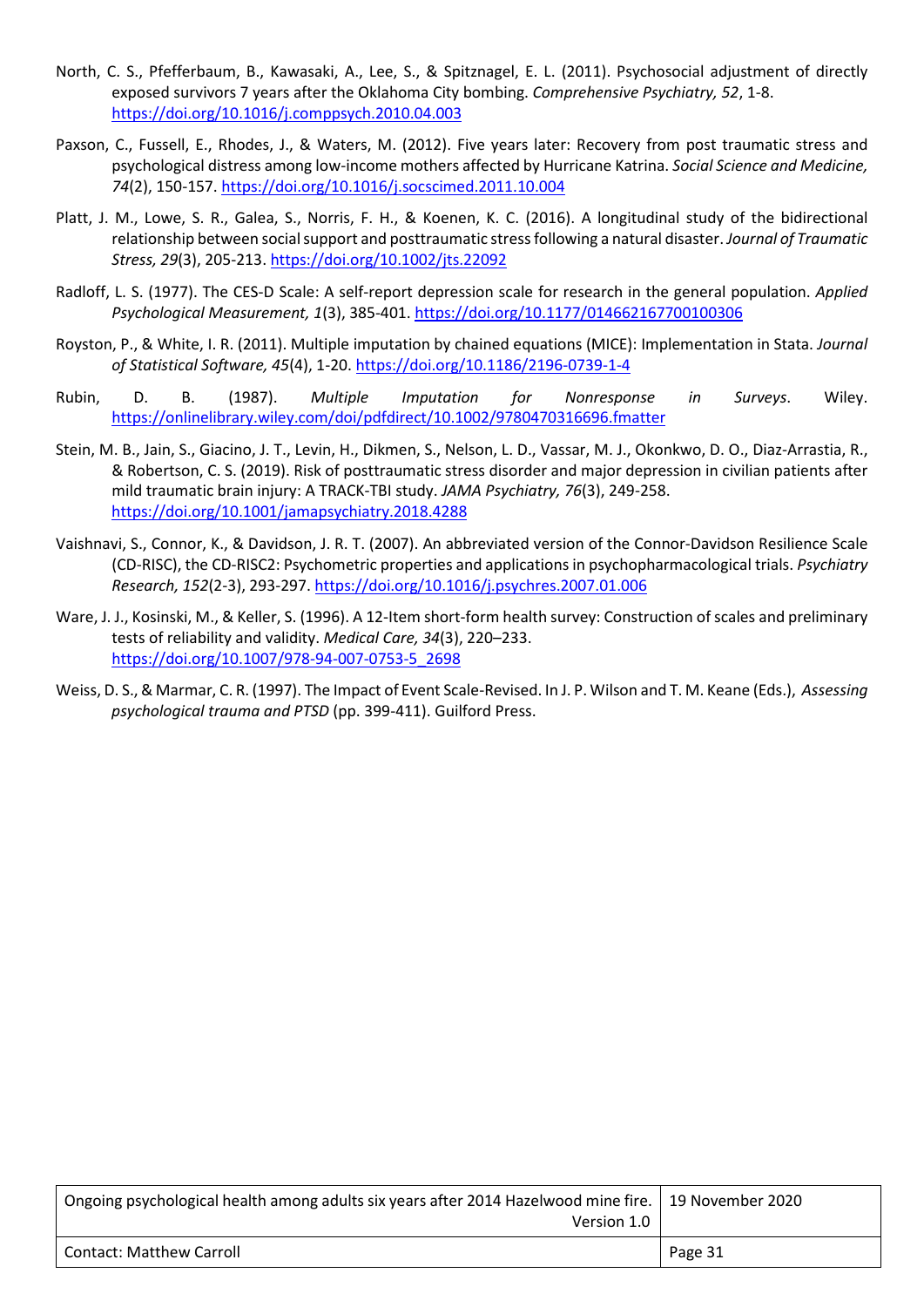North, C. S., Pfefferbaum, B., Kawasaki, A., Lee, S., & Spitznagel, E. L. (2011). Psychosocial adjustment of directly exposed survivors 7 years after the Oklahoma City bombing. *Comprehensive Psychiatry, 52*, 1-8. https://doi.org/10.1016/j.comppsych.2010.04.003

Paxson, C., Fussell, E., Rhodes, J., & Waters, M. (2012). Five years later: Recovery from post traumatic stress and psychological distress among low-income mothers affected by Hurricane Katrina. *Social Science and Medicine, 74*(2), 150-157. https://doi.org/10.1016/j.socscimed.2011.10.004

Platt, J. M., Lowe, S. R., Galea, S., Norris, F. H., & Koenen, K. C. (2016). A longitudinal study of the bidirectional relationship between social support and posttraumatic stress following a natural disaster. *Journal of Traumatic Stress, 29*(3), 205-213. https://doi.org/10.1002/jts.22092

Radloff, L. S. (1977). The CES-D Scale: A self-report depression scale for research in the general population. *Applied Psychological Measurement, 1*(3), 385-401. https://doi.org/10.1177/014662167700100306

Royston, P., & White, I. R. (2011). Multiple imputation by chained equations (MICE): Implementation in Stata. *Journal of Statistical Software, 45*(4), 1-20. https://doi.org/10.1186/2196-0739-1-4

Rubin, D. B. (1987). *Multiple Imputation for Nonresponse in Surveys*. Wiley. https://onlinelibrary.wiley.com/doi/pdfdirect/10.1002/9780470316696.fmatter

Stein, M. B., Jain, S., Giacino, J. T., Levin, H., Dikmen, S., Nelson, L. D., Vassar, M. J., Okonkwo, D. O., Diaz-Arrastia, R., & Robertson, C. S. (2019). Risk of posttraumatic stress disorder and major depression in civilian patients after mild traumatic brain injury: A TRACK-TBI study. *JAMA Psychiatry, 76*(3), 249-258. https://doi.org/10.1001/jamapsychiatry.2018.4288

Vaishnavi, S., Connor, K., & Davidson, J. R. T. (2007). An abbreviated version of the Connor-Davidson Resilience Scale (CD-RISC), the CD-RISC2: Psychometric properties and applications in psychopharmacological trials. *Psychiatry Research, 152*(2-3), 293-297. https://doi.org/10.1016/j.psychres.2007.01.006

Ware, J. J., Kosinski, M., & Keller, S. (1996). A 12-Item short-form health survey: Construction of scales and preliminary tests of reliability and validity. *Medical Care, 34*(3), 220–233. https://doi.org/10.1007/978-94-007-0753-5_2698

Weiss, D. S., & Marmar, C. R. (1997). The Impact of Event Scale-Revised. In J. P. Wilson and T. M. Keane (Eds.), *Assessing psychological trauma and PTSD* (pp. 399-411). Guilford Press.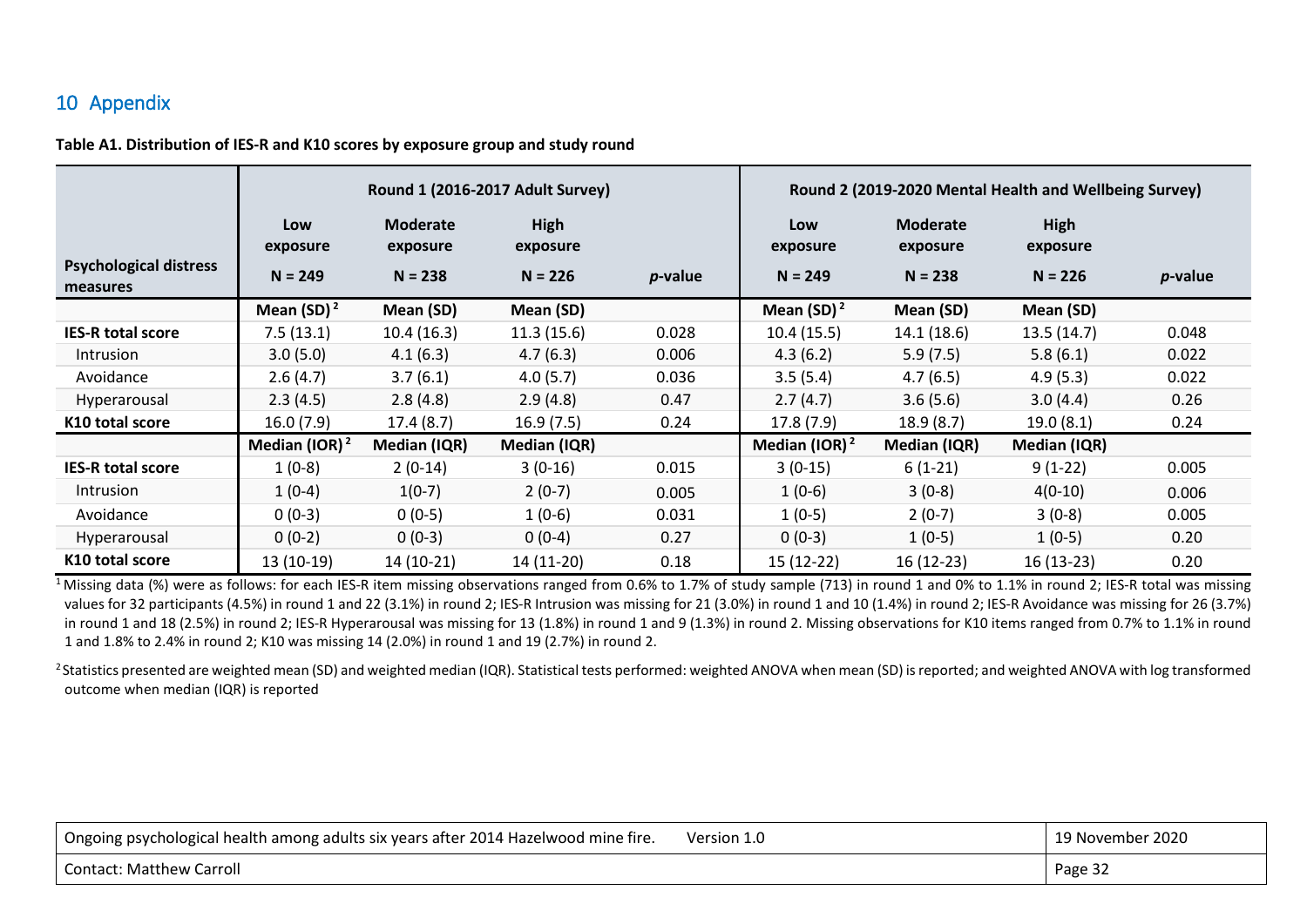# 10 Appendix

**Table A1. Distribution of IES-R and K10 scores by exposure group and study round**

| Psychological distress measures | Round 1 (2016-2017 Adult Survey) | | | | Round 2 (2019-2020 Mental Health and Wellbeing Survey) | | | |
|---|---|---|---|---|---|---|---|---|
| | Low exposure N = 249 | Moderate exposure N = 238 | High exposure N = 226 | *p*-value | Low exposure N = 249 | Moderate exposure N = 238 | High exposure N = 226 | *p*-value |
| | **Mean (SD)** [2] | **Mean (SD)** | **Mean (SD)** | | **Mean (SD)** [2] | **Mean (SD)** | **Mean (SD)** | |
| **IES-R total score** | 7.5 (13.1) | 10.4 (16.3) | 11.3 (15.6) | 0.028 | 10.4 (15.5) | 14.1 (18.6) | 13.5 (14.7) | 0.048 |
| Intrusion | 3.0 (5.0) | 4.1 (6.3) | 4.7 (6.3) | 0.006 | 4.3 (6.2) | 5.9 (7.5) | 5.8 (6.1) | 0.022 |
| Avoidance | 2.6 (4.7) | 3.7 (6.1) | 4.0 (5.7) | 0.036 | 3.5 (5.4) | 4.7 (6.5) | 4.9 (5.3) | 0.022 |
| Hyperarousal | 2.3 (4.5) | 2.8 (4.8) | 2.9 (4.8) | 0.47 | 2.7 (4.7) | 3.6 (5.6) | 3.0 (4.4) | 0.26 |
| **K10 total score** | 16.0 (7.9) | 17.4 (8.7) | 16.9 (7.5) | 0.24 | 17.8 (7.9) | 18.9 (8.7) | 19.0 (8.1) | 0.24 |
| | **Median (IOR)** [2] | **Median (IQR)** | **Median (IQR)** | | **Median (IOR)** [2] | **Median (IQR)** | **Median (IQR)** | |
| **IES-R total score** | 1 (0-8) | 2 (0-14) | 3 (0-16) | 0.015 | 3 (0-15) | 6 (1-21) | 9 (1-22) | 0.005 |
| Intrusion | 1 (0-4) | 1(0-7) | 2 (0-7) | 0.005 | 1 (0-6) | 3 (0-8) | 4(0-10) | 0.006 |
| Avoidance | 0 (0-3) | 0 (0-5) | 1 (0-6) | 0.031 | 1 (0-5) | 2 (0-7) | 3 (0-8) | 0.005 |
| Hyperarousal | 0 (0-2) | 0 (0-3) | 0 (0-4) | 0.27 | 0 (0-3) | 1 (0-5) | 1 (0-5) | 0.20 |
| **K10 total score** | 13 (10-19) | 14 (10-21) | 14 (11-20) | 0.18 | 15 (12-22) | 16 (12-23) | 16 (13-23) | 0.20 |

[1] Missing data (%) were as follows: for each IES-R item missing observations ranged from 0.6% to 1.7% of study sample (713) in round 1 and 0% to 1.1% in round 2; IES-R total was missing values for 32 participants (4.5%) in round 1 and 22 (3.1%) in round 2; IES-R Intrusion was missing for 21 (3.0%) in round 1 and 10 (1.4%) in round 2; IES-R Avoidance was missing for 26 (3.7%) in round 1 and 18 (2.5%) in round 2; IES-R Hyperarousal was missing for 13 (1.8%) in round 1 and 9 (1.3%) in round 2. Missing observations for K10 items ranged from 0.7% to 1.1% in round 1 and 1.8% to 2.4% in round 2; K10 was missing 14 (2.0%) in round 1 and 19 (2.7%) in round 2.

[2] Statistics presented are weighted mean (SD) and weighted median (IQR). Statistical tests performed: weighted ANOVA when mean (SD) is reported; and weighted ANOVA with log transformed outcome when median (IQR) is reported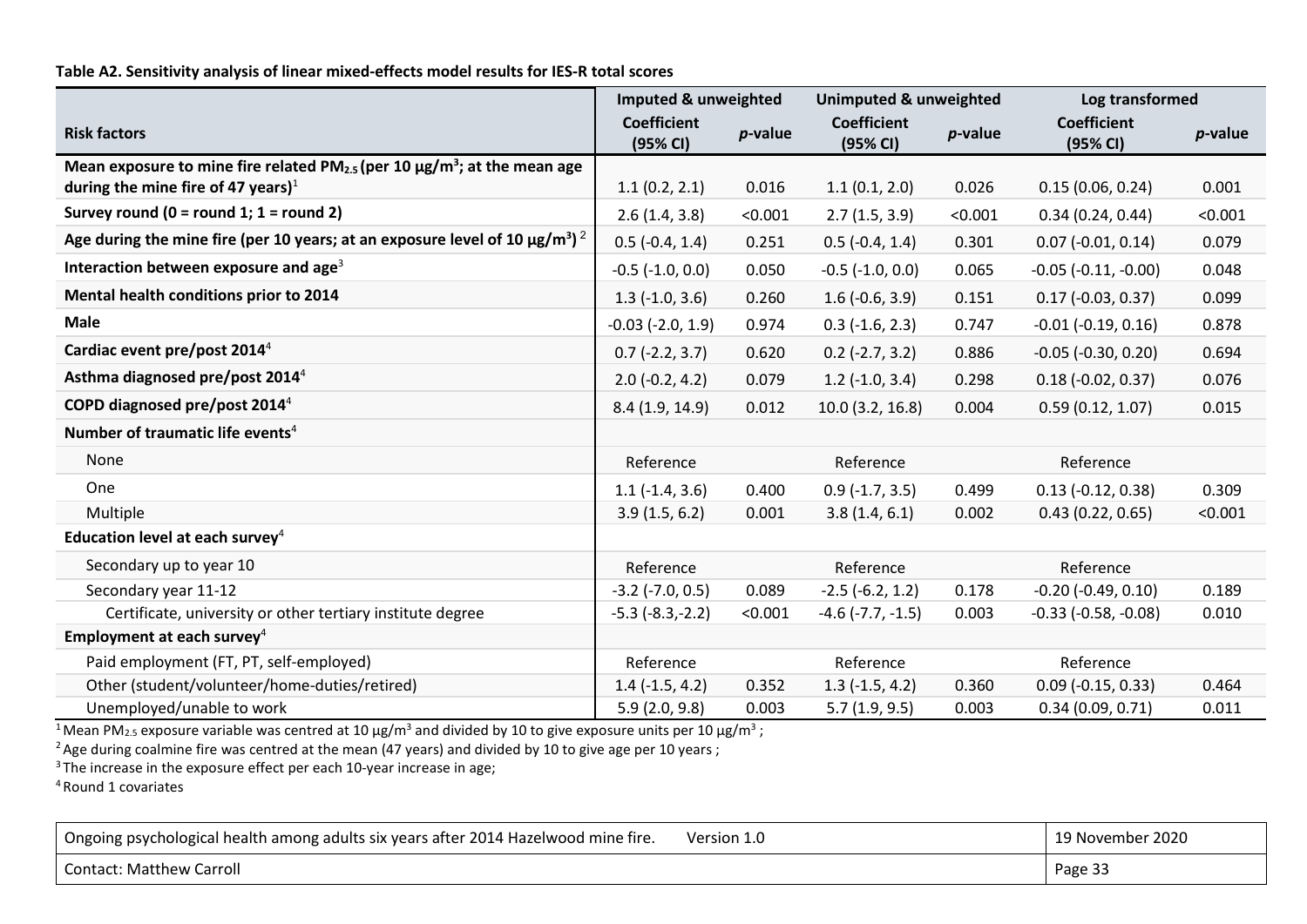**Table A2. Sensitivity analysis of linear mixed-effects model results for IES-R total scores**

| Risk factors | Imputed & unweighted | | Unimputed & unweighted | | Log transformed | |
|---|---|---|---|---|---|---|
| | Coefficient (95% CI) | *p*-value | Coefficient (95% CI) | *p*-value | Coefficient (95% CI) | *p*-value |
| **Mean exposure to mine fire related $PM_{2.5}$ (per 10 μg/m$^3$; at the mean age during the mine fire of 47 years)**[1] | 1.1 (0.2, 2.1) | 0.016 | 1.1 (0.1, 2.0) | 0.026 | 0.15 (0.06, 0.24) | 0.001 |
| **Survey round (0 = round 1; 1 = round 2)** | 2.6 (1.4, 3.8) | <0.001 | 2.7 (1.5, 3.9) | <0.001 | 0.34 (0.24, 0.44) | <0.001 |
| **Age during the mine fire (per 10 years; at an exposure level of 10 μg/m$^3$)**[2] | 0.5 (-0.4, 1.4) | 0.251 | 0.5 (-0.4, 1.4) | 0.301 | 0.07 (-0.01, 0.14) | 0.079 |
| **Interaction between exposure and age**[3] | -0.5 (-1.0, 0.0) | 0.050 | -0.5 (-1.0, 0.0) | 0.065 | -0.05 (-0.11, -0.00) | 0.048 |
| **Mental health conditions prior to 2014** | 1.3 (-1.0, 3.6) | 0.260 | 1.6 (-0.6, 3.9) | 0.151 | 0.17 (-0.03, 0.37) | 0.099 |
| **Male** | -0.03 (-2.0, 1.9) | 0.974 | 0.3 (-1.6, 2.3) | 0.747 | -0.01 (-0.19, 0.16) | 0.878 |
| **Cardiac event pre/post 2014**[4] | 0.7 (-2.2, 3.7) | 0.620 | 0.2 (-2.7, 3.2) | 0.886 | -0.05 (-0.30, 0.20) | 0.694 |
| **Asthma diagnosed pre/post 2014**[4] | 2.0 (-0.2, 4.2) | 0.079 | 1.2 (-1.0, 3.4) | 0.298 | 0.18 (-0.02, 0.37) | 0.076 |
| **COPD diagnosed pre/post 2014**[4] | 8.4 (1.9, 14.9) | 0.012 | 10.0 (3.2, 16.8) | 0.004 | 0.59 (0.12, 1.07) | 0.015 |
| **Number of traumatic life events**[4] | | | | | | |
| None | Reference | | Reference | | Reference | |
| One | 1.1 (-1.4, 3.6) | 0.400 | 0.9 (-1.7, 3.5) | 0.499 | 0.13 (-0.12, 0.38) | 0.309 |
| Multiple | 3.9 (1.5, 6.2) | 0.001 | 3.8 (1.4, 6.1) | 0.002 | 0.43 (0.22, 0.65) | <0.001 |
| **Education level at each survey**[4] | | | | | | |
| Secondary up to year 10 | Reference | | Reference | | Reference | |
| Secondary year 11-12 | -3.2 (-7.0, 0.5) | 0.089 | -2.5 (-6.2, 1.2) | 0.178 | -0.20 (-0.49, 0.10) | 0.189 |
| Certificate, university or other tertiary institute degree | -5.3 (-8.3,-2.2) | <0.001 | -4.6 (-7.7, -1.5) | 0.003 | -0.33 (-0.58, -0.08) | 0.010 |
| **Employment at each survey**[4] | | | | | | |
| Paid employment (FT, PT, self-employed) | Reference | | Reference | | Reference | |
| Other (student/volunteer/home-duties/retired) | 1.4 (-1.5, 4.2) | 0.352 | 1.3 (-1.5, 4.2) | 0.360 | 0.09 (-0.15, 0.33) | 0.464 |
| Unemployed/unable to work | 5.9 (2.0, 9.8) | 0.003 | 5.7 (1.9, 9.5) | 0.003 | 0.34 (0.09, 0.71) | 0.011 |

[1] Mean $PM_{2.5}$ exposure variable was centred at 10 μg/m$^3$ and divided by 10 to give exposure units per 10 μg/m$^3$ ;
[2] Age during coalmine fire was centred at the mean (47 years) and divided by 10 to give age per 10 years ;
[3] The increase in the exposure effect per each 10-year increase in age;
[4] Round 1 covariates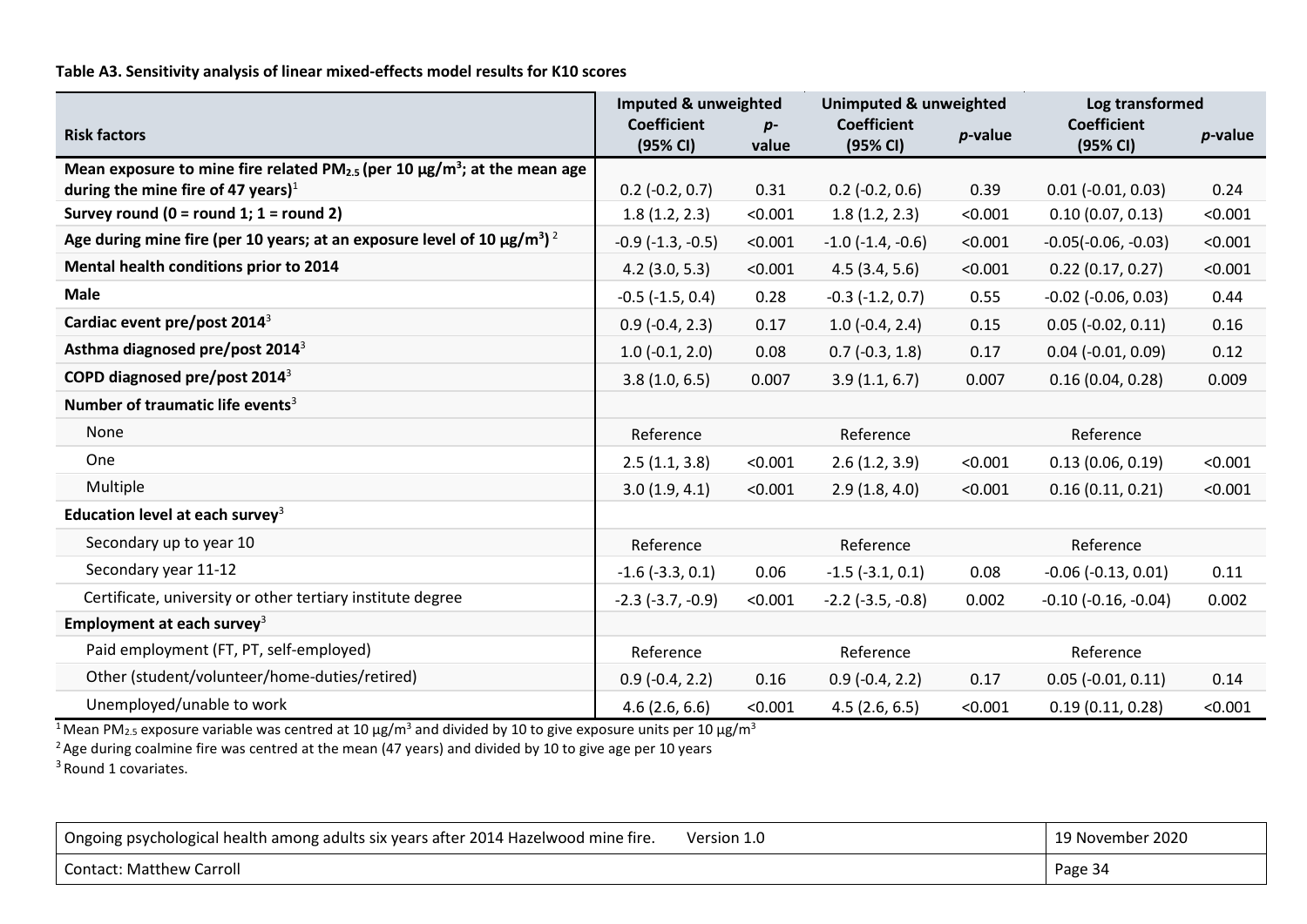**Table A3. Sensitivity analysis of linear mixed-effects model results for K10 scores**

| Risk factors | Imputed & unweighted | | Unimputed & unweighted | | Log transformed | |
|---|---|---|---|---|---|---|
| | Coefficient (95% CI) | *p*-value | Coefficient (95% CI) | *p*-value | Coefficient (95% CI) | *p*-value |
| **Mean exposure to mine fire related $PM_{2.5}$ (per 10 $\mu g/m^3$; at the mean age during the mine fire of 47 years)**[1] | 0.2 (-0.2, 0.7) | 0.31 | 0.2 (-0.2, 0.6) | 0.39 | 0.01 (-0.01, 0.03) | 0.24 |
| **Survey round (0 = round 1; 1 = round 2)** | 1.8 (1.2, 2.3) | <0.001 | 1.8 (1.2, 2.3) | <0.001 | 0.10 (0.07, 0.13) | <0.001 |
| **Age during mine fire (per 10 years; at an exposure level of 10 $\mu g/m^3$)**[2] | -0.9 (-1.3, -0.5) | <0.001 | -1.0 (-1.4, -0.6) | <0.001 | -0.05(-0.06, -0.03) | <0.001 |
| **Mental health conditions prior to 2014** | 4.2 (3.0, 5.3) | <0.001 | 4.5 (3.4, 5.6) | <0.001 | 0.22 (0.17, 0.27) | <0.001 |
| **Male** | -0.5 (-1.5, 0.4) | 0.28 | -0.3 (-1.2, 0.7) | 0.55 | -0.02 (-0.06, 0.03) | 0.44 |
| **Cardiac event pre/post 2014**[3] | 0.9 (-0.4, 2.3) | 0.17 | 1.0 (-0.4, 2.4) | 0.15 | 0.05 (-0.02, 0.11) | 0.16 |
| **Asthma diagnosed pre/post 2014**[3] | 1.0 (-0.1, 2.0) | 0.08 | 0.7 (-0.3, 1.8) | 0.17 | 0.04 (-0.01, 0.09) | 0.12 |
| **COPD diagnosed pre/post 2014**[3] | 3.8 (1.0, 6.5) | 0.007 | 3.9 (1.1, 6.7) | 0.007 | 0.16 (0.04, 0.28) | 0.009 |
| **Number of traumatic life events**[3] | | | | | | |
| None | Reference | | Reference | | Reference | |
| One | 2.5 (1.1, 3.8) | <0.001 | 2.6 (1.2, 3.9) | <0.001 | 0.13 (0.06, 0.19) | <0.001 |
| Multiple | 3.0 (1.9, 4.1) | <0.001 | 2.9 (1.8, 4.0) | <0.001 | 0.16 (0.11, 0.21) | <0.001 |
| **Education level at each survey**[3] | | | | | | |
| Secondary up to year 10 | Reference | | Reference | | Reference | |
| Secondary year 11-12 | -1.6 (-3.3, 0.1) | 0.06 | -1.5 (-3.1, 0.1) | 0.08 | -0.06 (-0.13, 0.01) | 0.11 |
| Certificate, university or other tertiary institute degree | -2.3 (-3.7, -0.9) | <0.001 | -2.2 (-3.5, -0.8) | 0.002 | -0.10 (-0.16, -0.04) | 0.002 |
| **Employment at each survey**[3] | | | | | | |
| Paid employment (FT, PT, self-employed) | Reference | | Reference | | Reference | |
| Other (student/volunteer/home-duties/retired) | 0.9 (-0.4, 2.2) | 0.16 | 0.9 (-0.4, 2.2) | 0.17 | 0.05 (-0.01, 0.11) | 0.14 |
| Unemployed/unable to work | 4.6 (2.6, 6.6) | <0.001 | 4.5 (2.6, 6.5) | <0.001 | 0.19 (0.11, 0.28) | <0.001 |

[1] Mean $PM_{2.5}$ exposure variable was centred at 10 $\mu g/m^3$ and divided by 10 to give exposure units per 10 $\mu g/m^3$

[2] Age during coalmine fire was centred at the mean (47 years) and divided by 10 to give age per 10 years

[3] Round 1 covariates.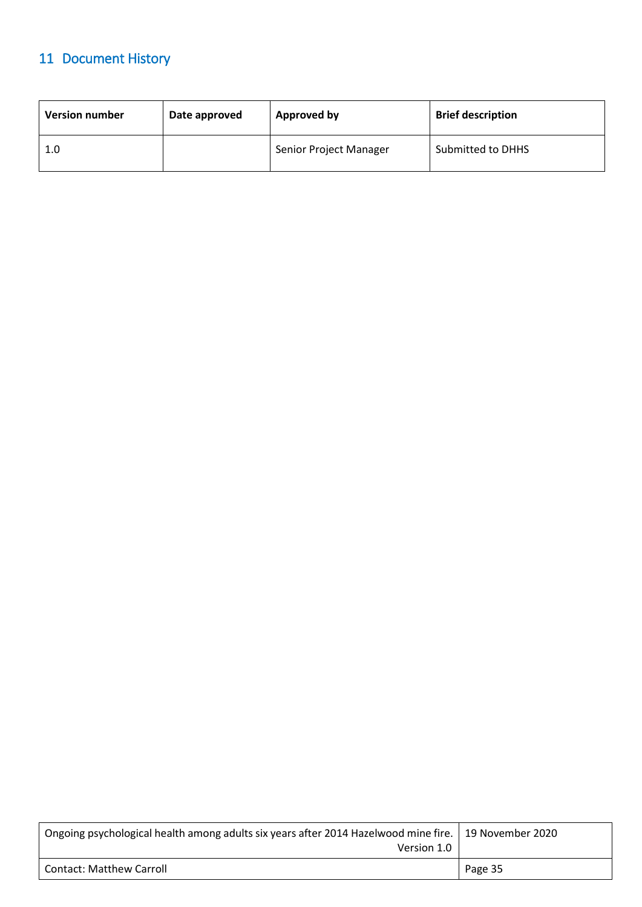## 11 Document History

| Version number | Date approved | Approved by | Brief description |
| --- | --- | --- | --- |
| 1.0 | | Senior Project Manager | Submitted to DHHS |